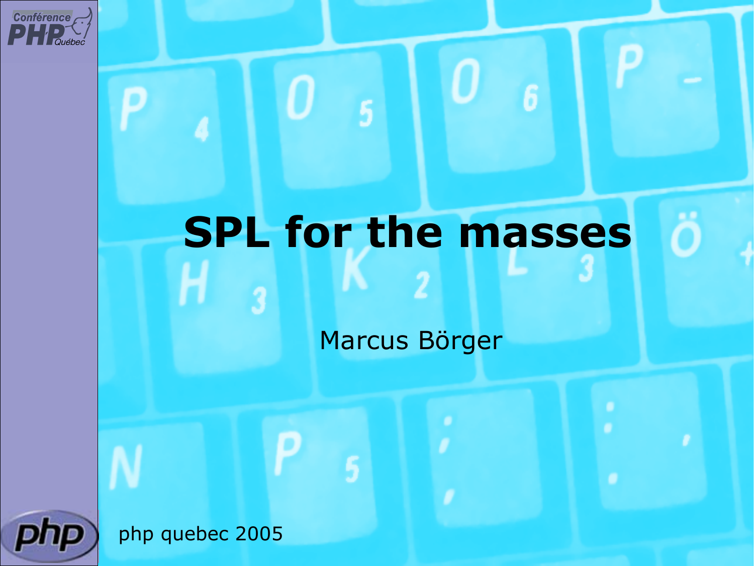# SPL for the masses

Marcus Börger

php quebec 2005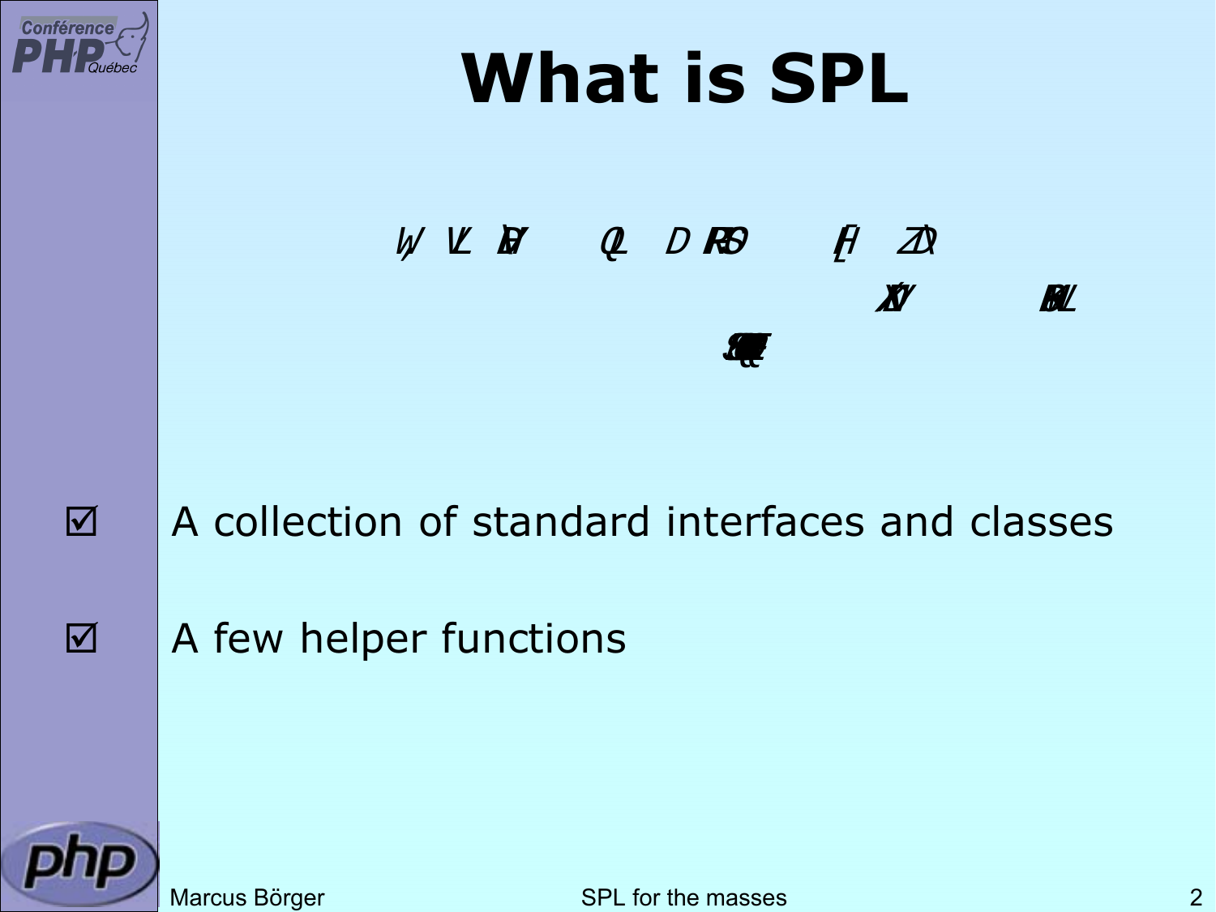# What is SPL

- ☑ A collection of standard interfaces and classes
- ☑ A few helper functions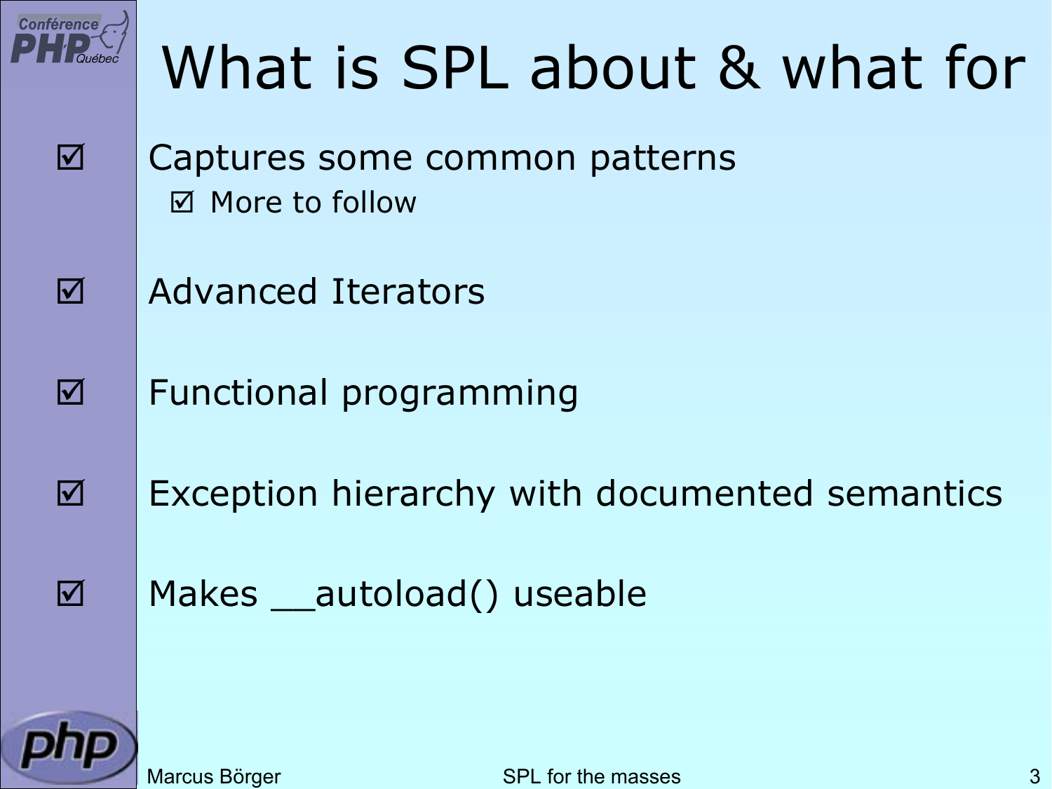# What is SPL about & what for

- ☑ Captures some common patterns
  - ☑ More to follow
- ☑ Advanced Iterators
- ☑ Functional programming
- ☑ Exception hierarchy with documented semantics
- ☑ Makes __autoload() useable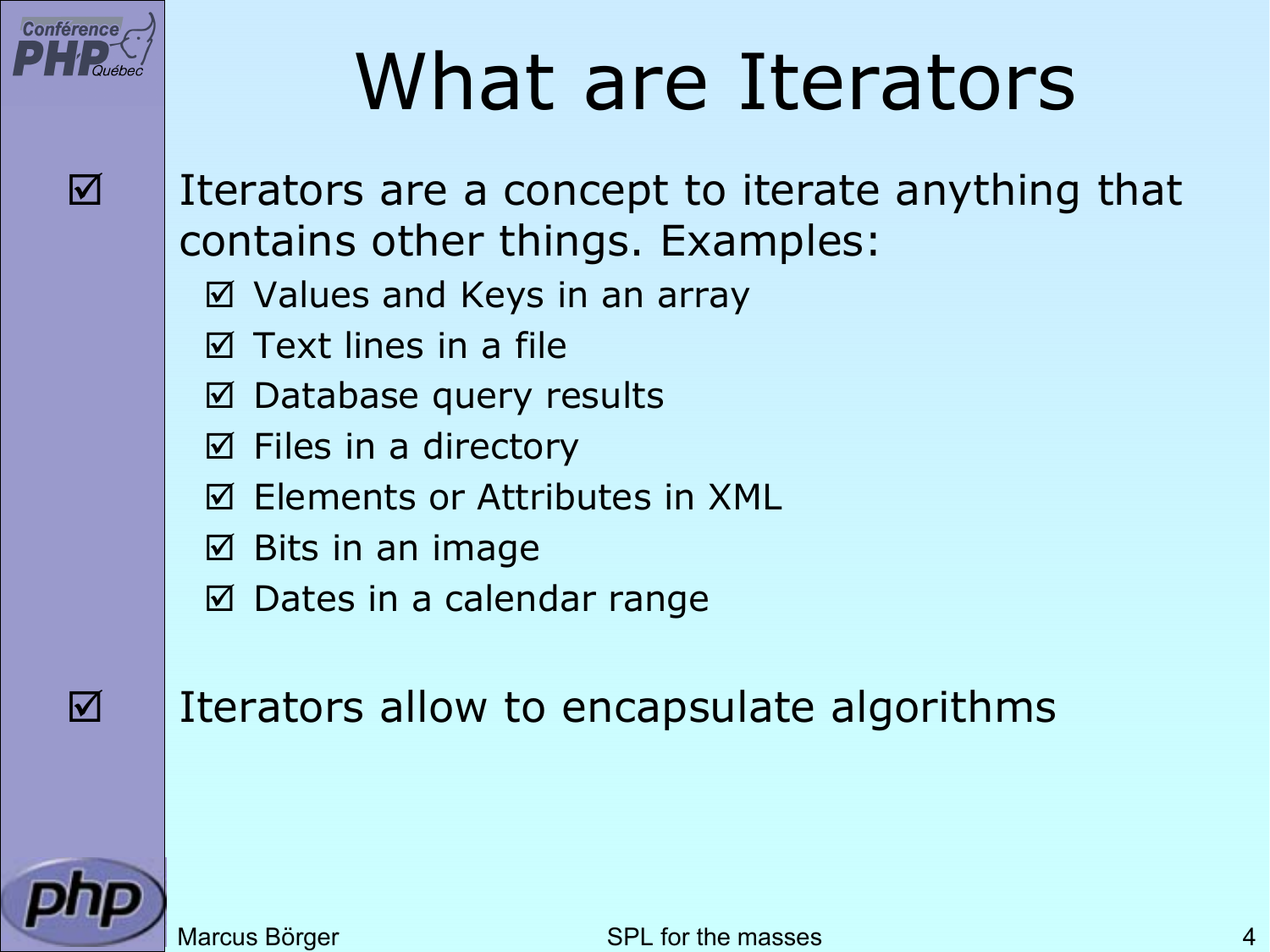# What are Iterators

- Iterators are a concept to iterate anything that contains other things. Examples:
  - Values and Keys in an array
  - Text lines in a file
  - Database query results
  - Files in a directory
  - Elements or Attributes in XML
  - Bits in an image
  - Dates in a calendar range

- Iterators allow to encapsulate algorithms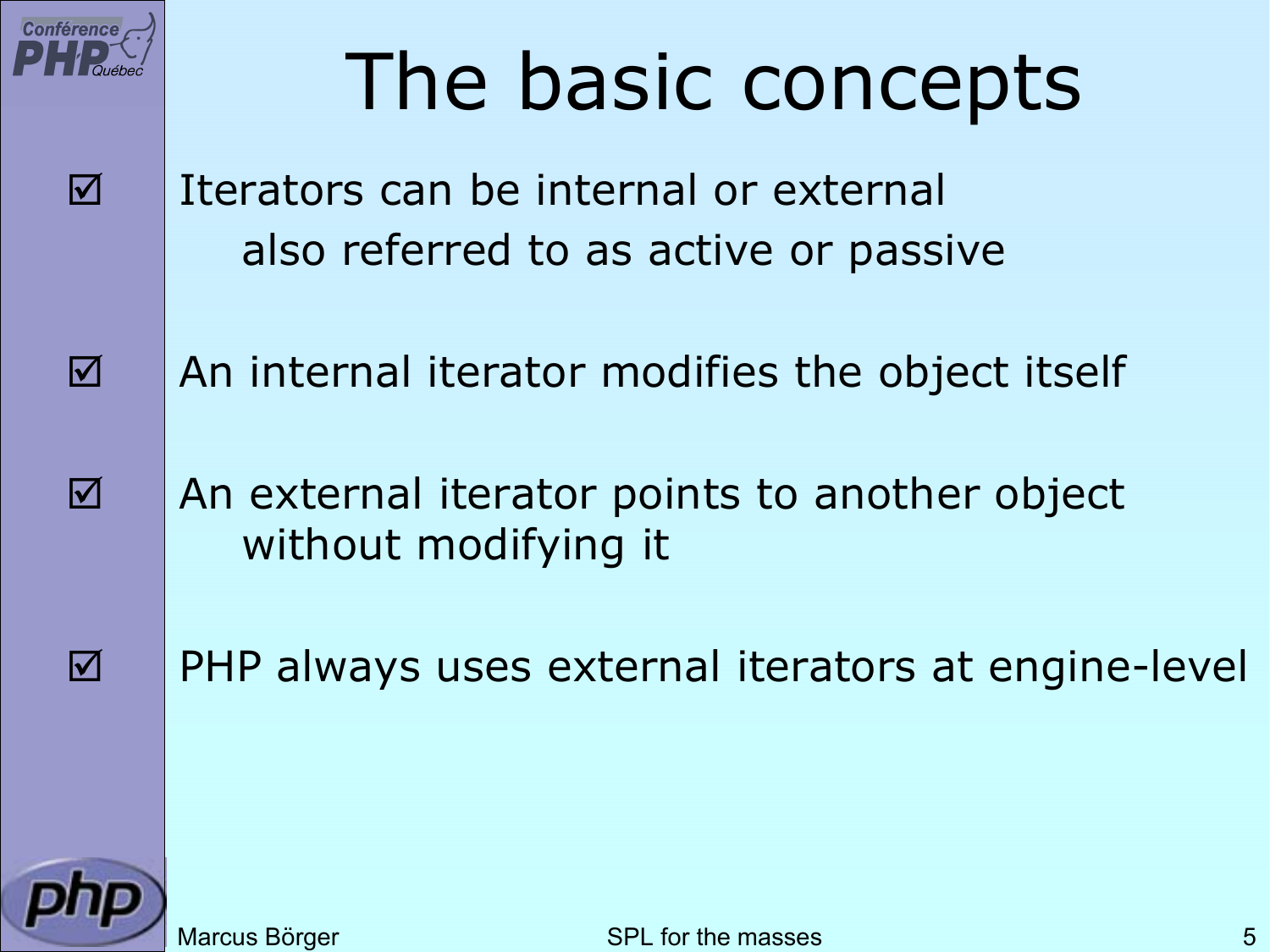# The basic concepts

- Iterators can be internal or external
  also referred to as active or passive
- An internal iterator modifies the object itself
- An external iterator points to another object without modifying it
- PHP always uses external iterators at engine-level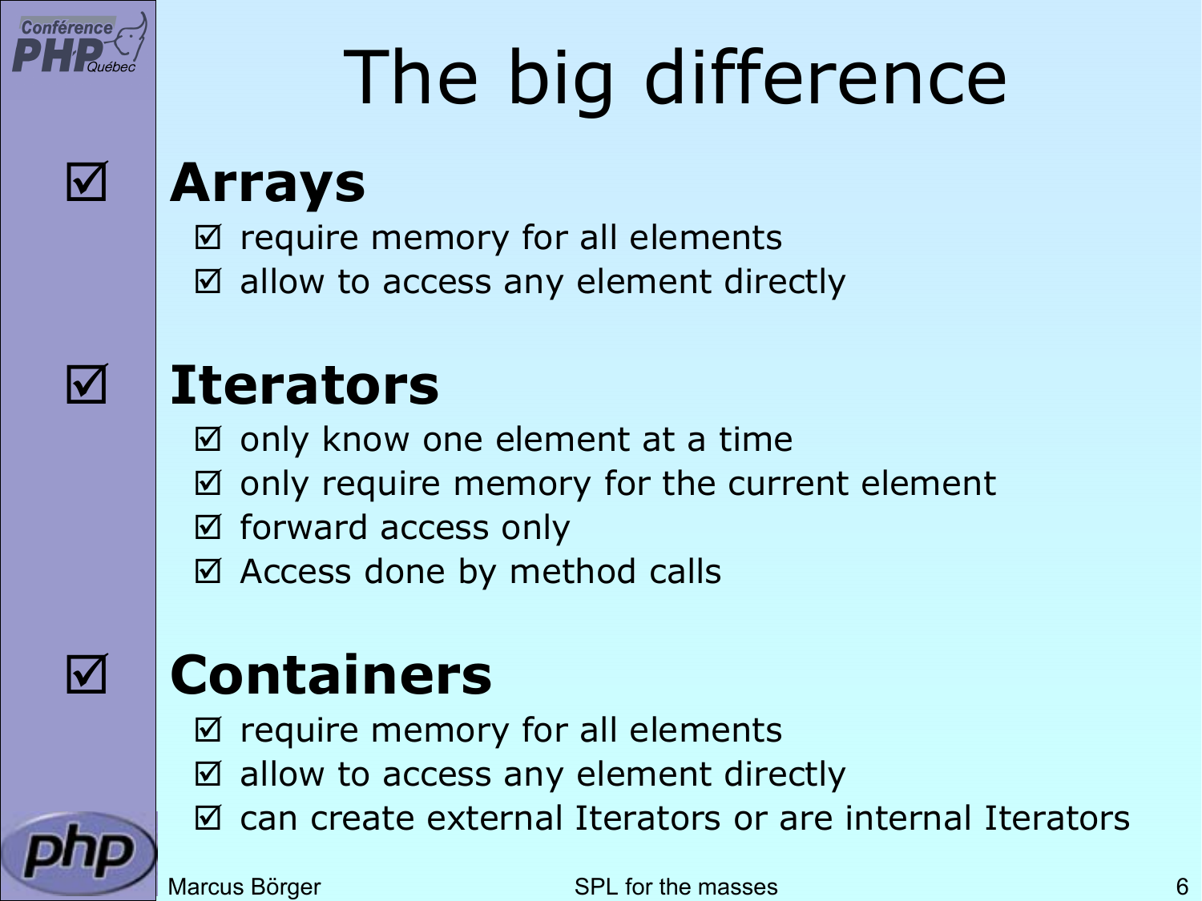# The big difference

- **Arrays**
  - require memory for all elements
  - allow to access any element directly

- **Iterators**
  - only know one element at a time
  - only require memory for the current element
  - forward access only
  - Access done by method calls

- **Containers**
  - require memory for all elements
  - allow to access any element directly
  - can create external Iterators or are internal Iterators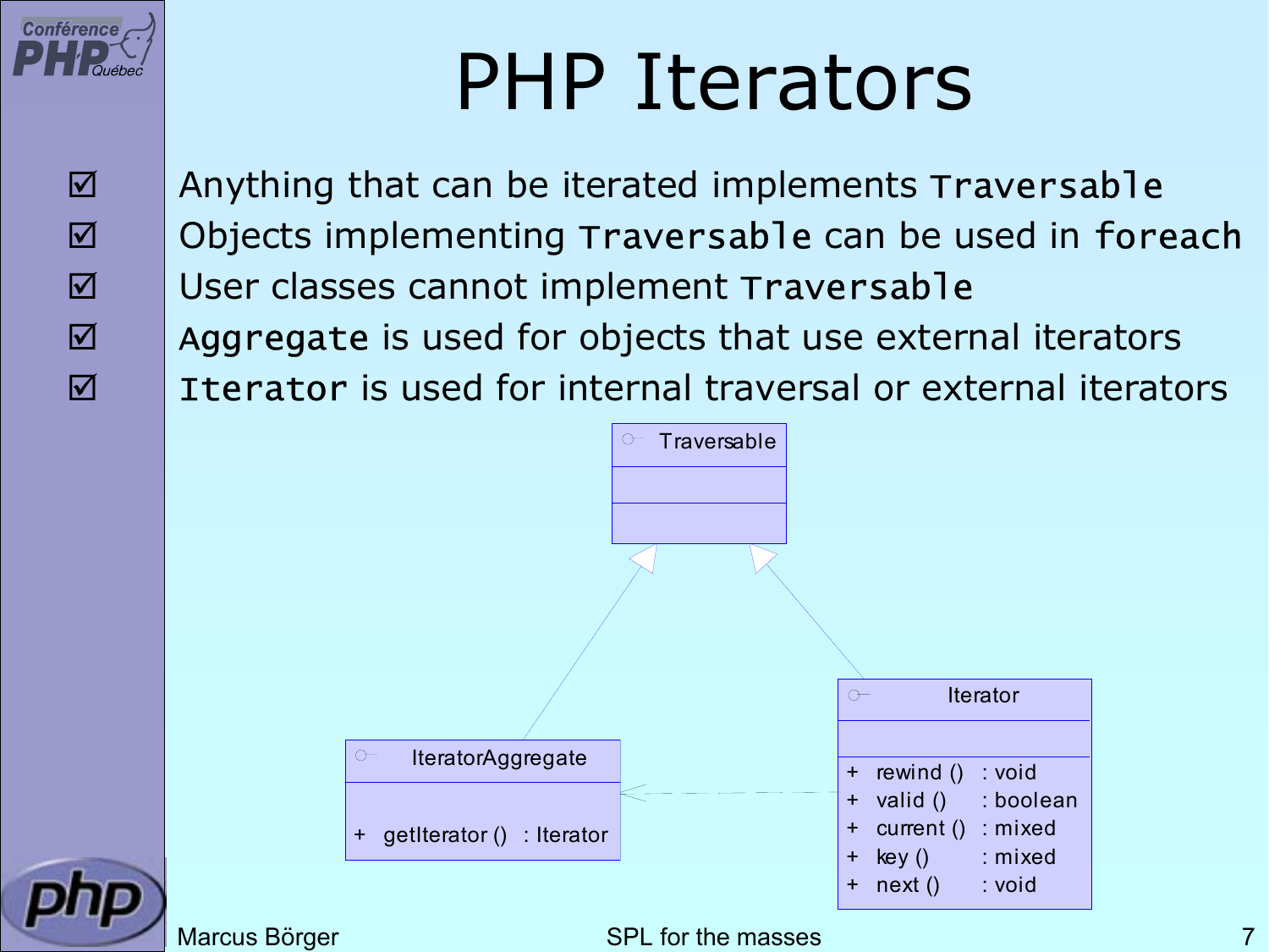# PHP Iterators

- ☑ Anything that can be iterated implements `Traversable`
- ☑ Objects implementing `Traversable` can be used in `foreach`
- ☑ User classes cannot implement `Traversable`
- ☑ `Aggregate` is used for objects that use external iterators
- ☑ `Iterator` is used for internal traversal or external iterators

Traversable

IteratorAggregate

+ getIterator () : Iterator

Iterator

+ rewind () : void
+ valid () : boolean
+ current () : mixed
+ key () : mixed
+ next () : void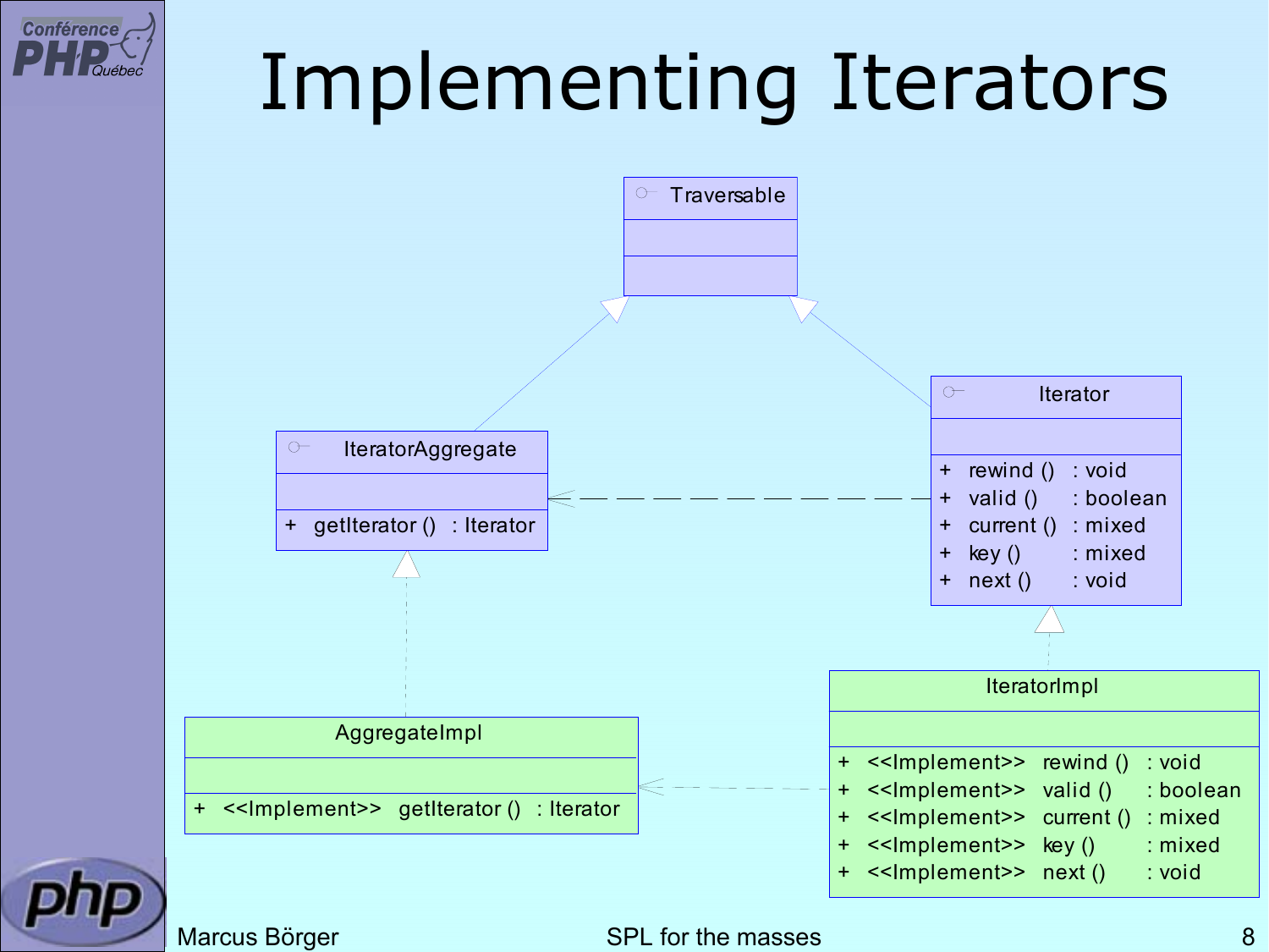# Implementing Iterators

Traversable

IteratorAggregate

+ getIterator () : Iterator

Iterator

+ rewind () : void
+ valid () : boolean
+ current () : mixed
+ key () : mixed
+ next () : void

AggregateImpl

+ <<Implement>> getIterator () : Iterator

IteratorImpl

+ <<Implement>> rewind () : void
+ <<Implement>> valid () : boolean
+ <<Implement>> current () : mixed
+ <<Implement>> key () : mixed
+ <<Implement>> next () : void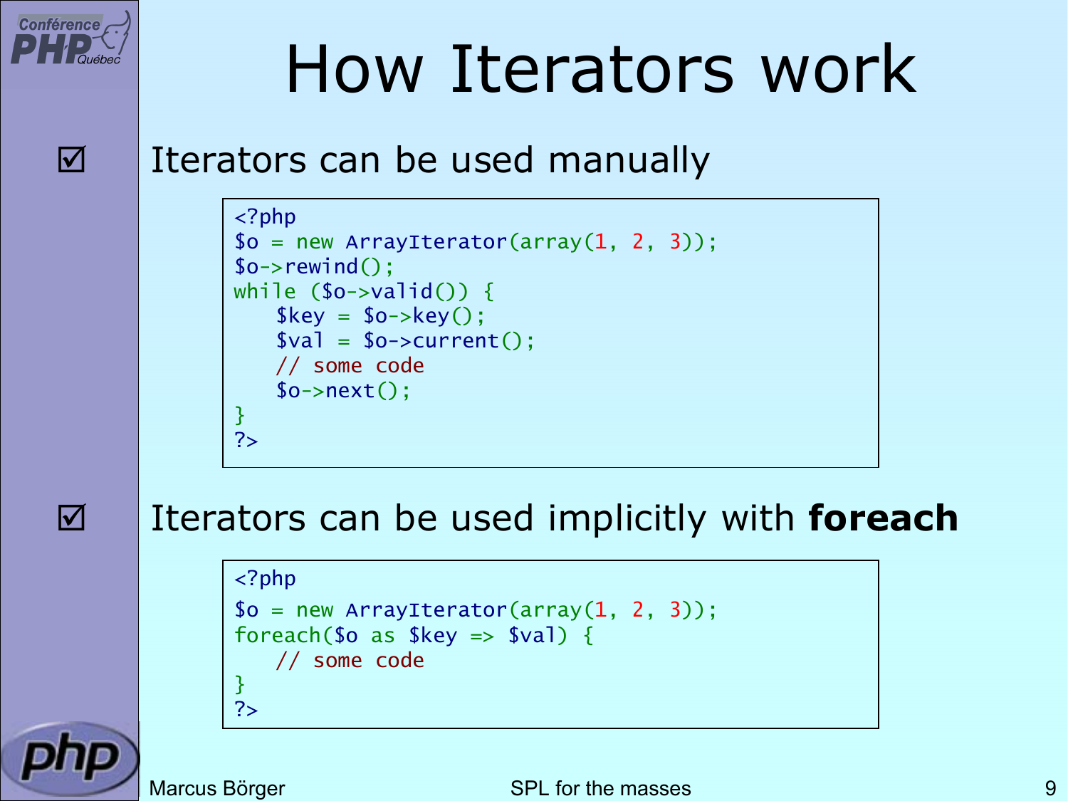# How Iterators work

- ☑ Iterators can be used manually

```php
<?php
$o = new ArrayIterator(array(1, 2, 3));
$o->rewind();
while ($o->valid()) {
    $key = $o->key();
    $val = $o->current();
    // some code
    $o->next();
}
?>
```

- ☑ Iterators can be used implicitly with **foreach**

```php
<?php
$o = new ArrayIterator(array(1, 2, 3));
foreach($o as $key => $val) {
    // some code
}
?>
```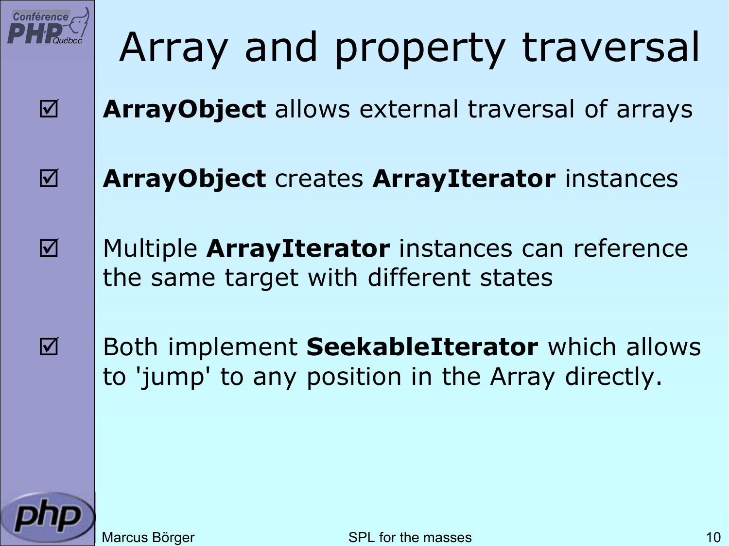# Array and property traversal

- ☑ **ArrayObject** allows external traversal of arrays
- ☑ **ArrayObject** creates **ArrayIterator** instances
- ☑ Multiple **ArrayIterator** instances can reference the same target with different states
- ☑ Both implement **SeekableIterator** which allows to 'jump' to any position in the Array directly.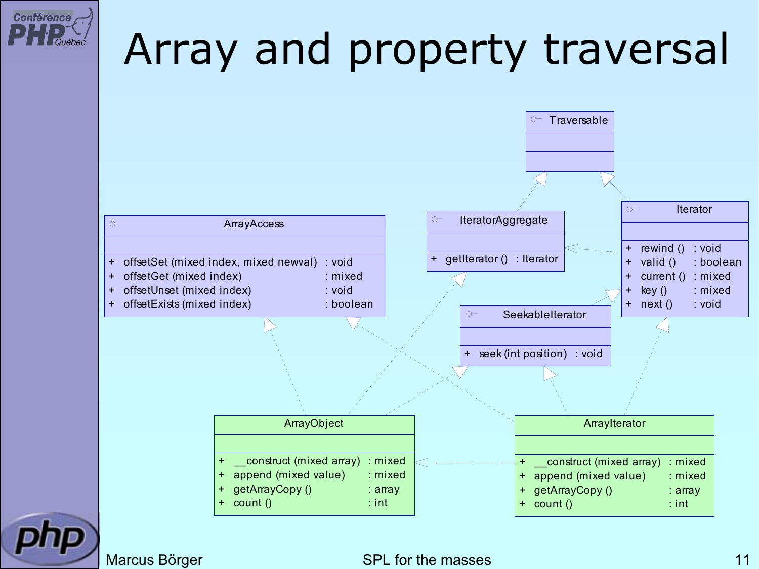# Array and property traversal

**Traversable**

**IteratorAggregate**

```
+ getIterator () : Iterator
```

**Iterator**

```
+ rewind ()  : void
+ valid ()   : boolean
+ current () : mixed
+ key ()     : mixed
+ next ()    : void
```

**ArrayAccess**

```
+ offsetSet (mixed index, mixed newval) : void
+ offsetGet (mixed index)               : mixed
+ offsetUnset (mixed index)             : void
+ offsetExists (mixed index)            : boolean
```

**SeekableIterator**

```
+ seek (int position) : void
```

**ArrayObject**

```
+ __construct (mixed array) : mixed
+ append (mixed value)      : mixed
+ getArrayCopy ()           : array
+ count ()                  : int
```

**ArrayIterator**

```
+ __construct (mixed array) : mixed
+ append (mixed value)      : mixed
+ getArrayCopy ()           : array
+ count ()                  : int
```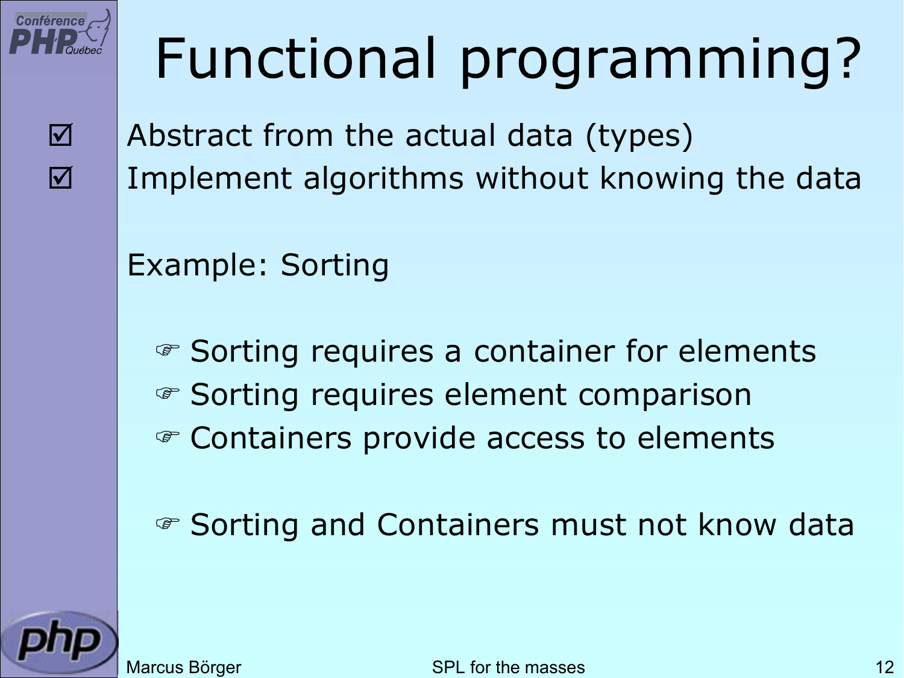# Functional programming?

- ☑ Abstract from the actual data (types)
- ☑ Implement algorithms without knowing the data

Example: Sorting

- ☞ Sorting requires a container for elements
- ☞ Sorting requires element comparison
- ☞ Containers provide access to elements

- ☞ Sorting and Containers must not know data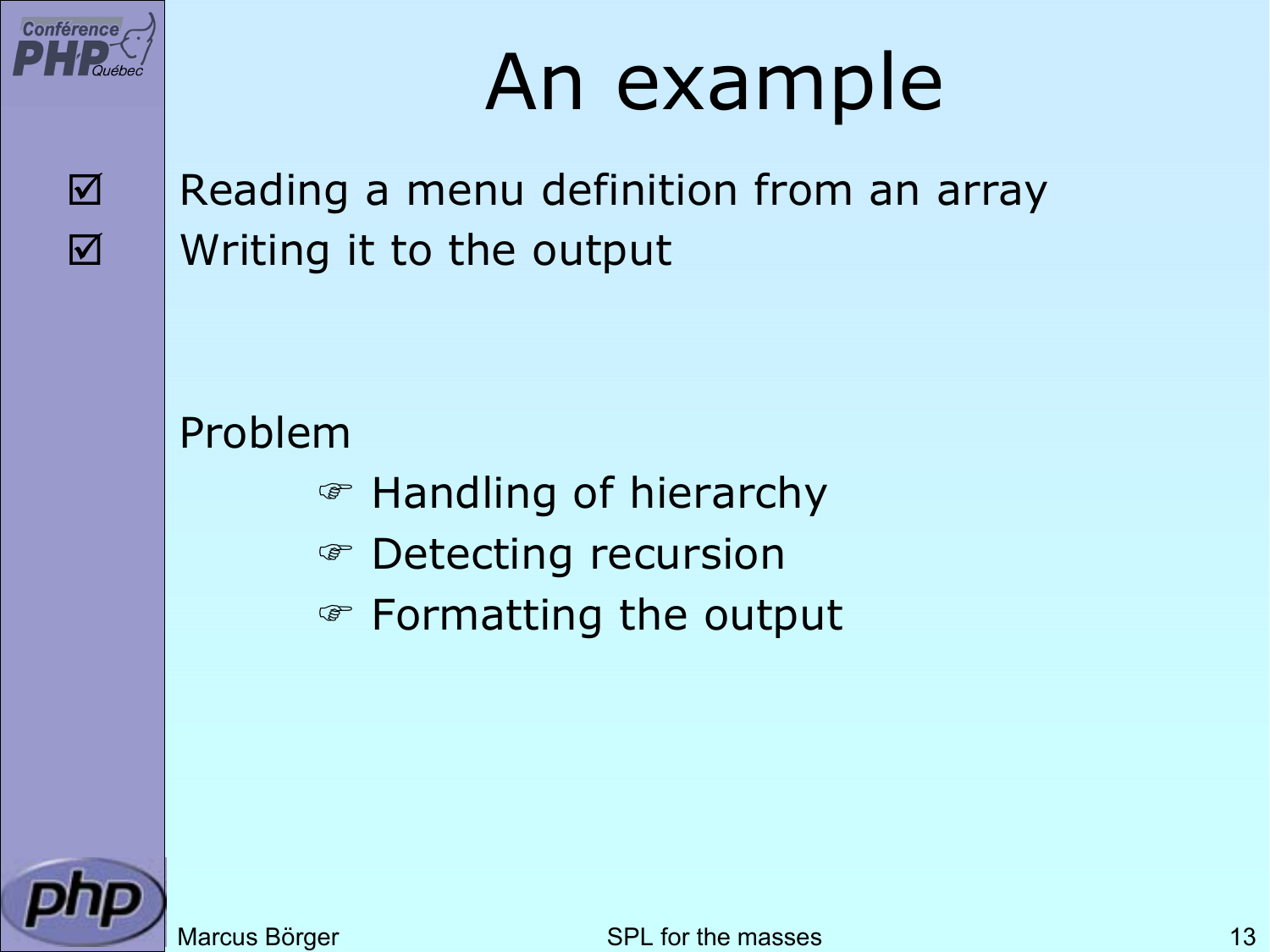# An example

- ☑ Reading a menu definition from an array
- ☑ Writing it to the output

Problem

- ☞ Handling of hierarchy
- ☞ Detecting recursion
- ☞ Formatting the output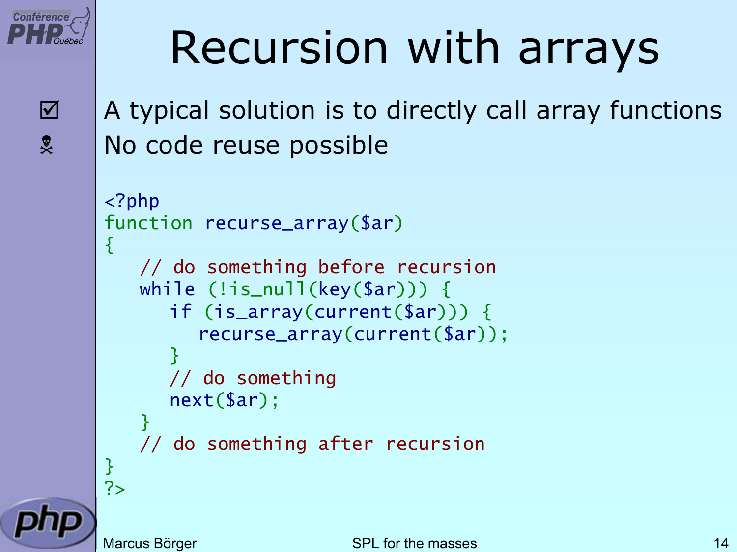# Recursion with arrays

- ☑ A typical solution is to directly call array functions
- ☠ No code reuse possible

```php
<?php
function recurse_array($ar)
{
   // do something before recursion
   while (!is_null(key($ar))) {
      if (is_array(current($ar))) {
         recurse_array(current($ar));
      }
      // do something
      next($ar);
   }
   // do something after recursion
}
?>
```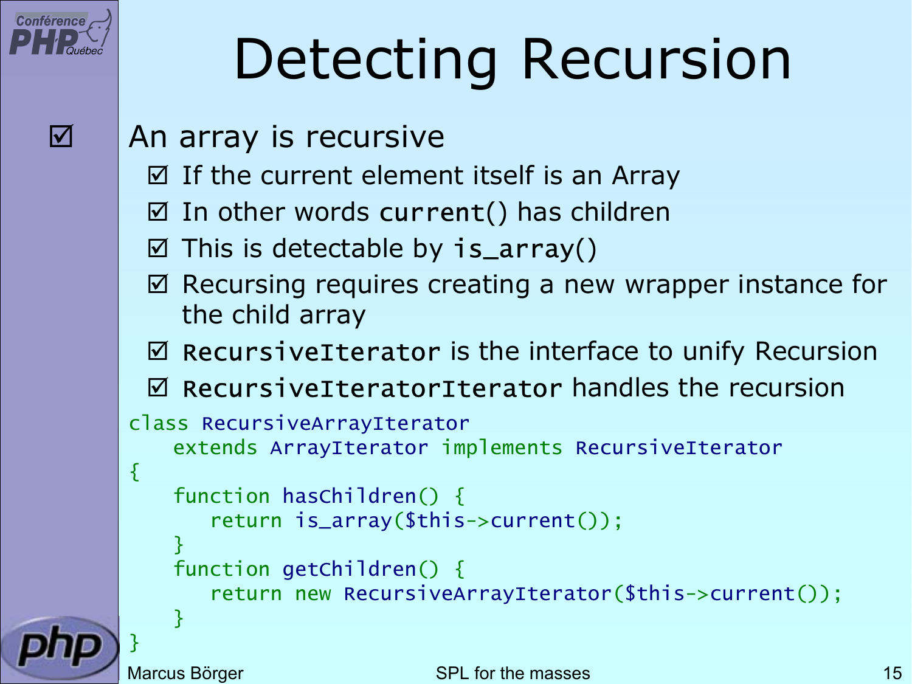# Detecting Recursion

- An array is recursive
  - If the current element itself is an Array
  - In other words `current()` has children
  - This is detectable by `is_array()`
  - Recursing requires creating a new wrapper instance for the child array
  - `RecursiveIterator` is the interface to unify Recursion
  - `RecursiveIteratorIterator` handles the recursion

```
class RecursiveArrayIterator
    extends ArrayIterator implements RecursiveIterator
{
    function hasChildren() {
        return is_array($this->current());
    }
    function getChildren() {
        return new RecursiveArrayIterator($this->current());
    }
}
```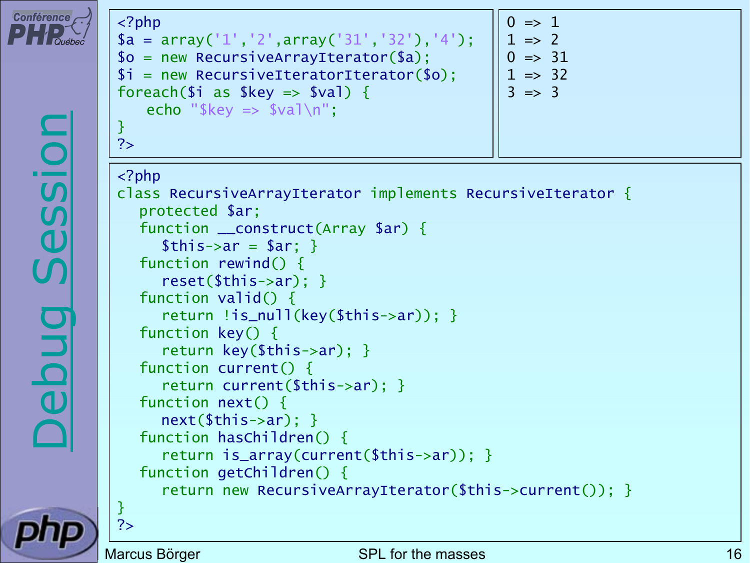# Debug Session

```php
<?php
$a = array('1','2',array('31','32'),'4');
$o = new RecursiveArrayIterator($a);
$i = new RecursiveIteratorIterator($o);
foreach($i as $key => $val) {
    echo "$key => $val\n";
}
?>
```

```
0 => 1
1 => 2
0 => 31
1 => 32
3 => 3
```

```php
<?php
class RecursiveArrayIterator implements RecursiveIterator {
   protected $ar;
   function __construct(Array $ar) {
      $this->ar = $ar; }
   function rewind() {
      reset($this->ar); }
   function valid() {
      return !is_null(key($this->ar)); }
   function key() {
      return key($this->ar); }
   function current() {
      return current($this->ar); }
   function next() {
      next($this->ar); }
   function hasChildren() {
      return is_array(current($this->ar)); }
   function getChildren() {
      return new RecursiveArrayIterator($this->current()); }
}
?>
```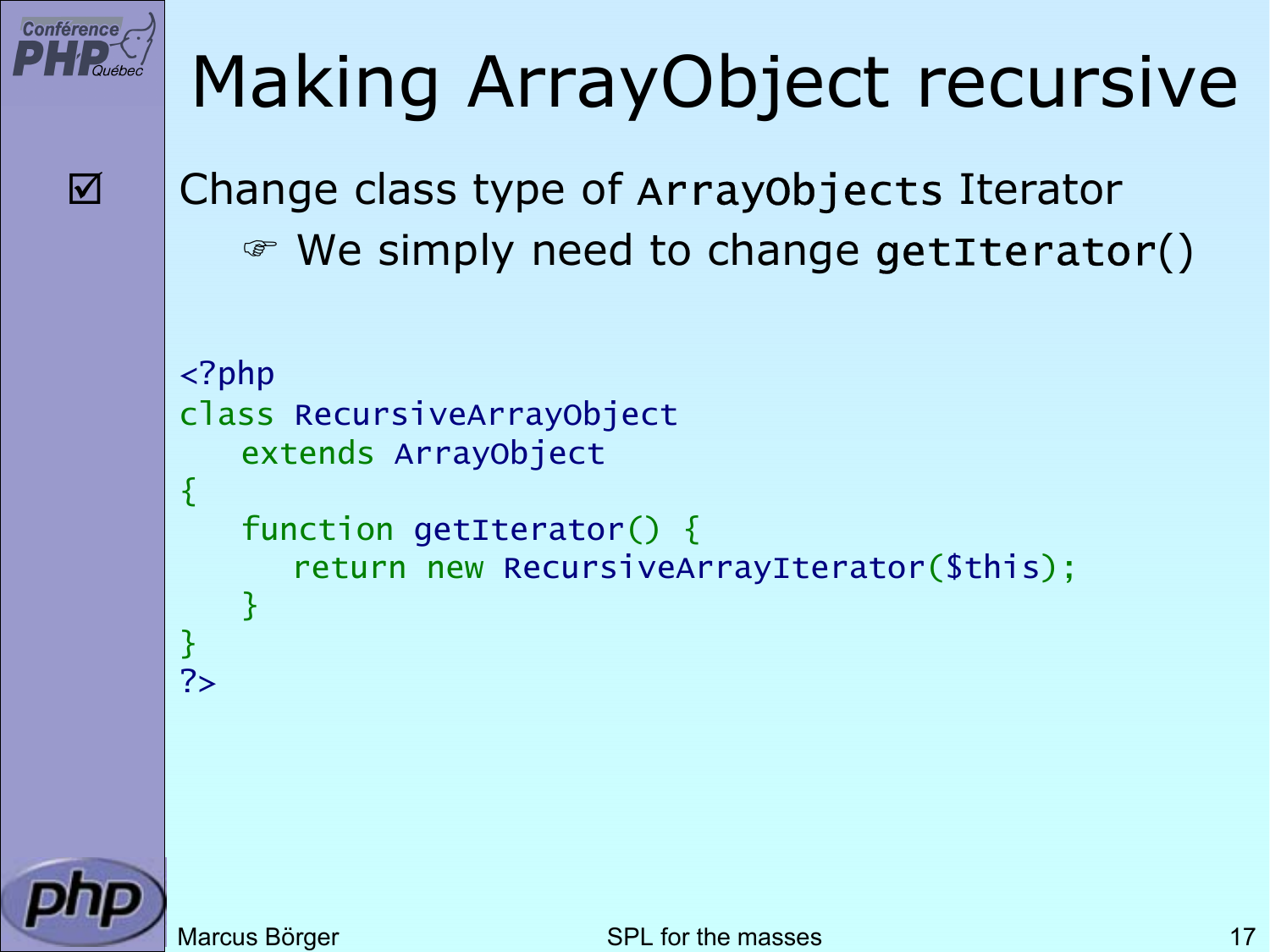# Making ArrayObject recursive

☑ Change class type of `ArrayObjects` Iterator
   ☞ We simply need to change `getIterator()`

```php
<?php
class RecursiveArrayObject
   extends ArrayObject
{
   function getIterator() {
      return new RecursiveArrayIterator($this);
   }
}
?>
```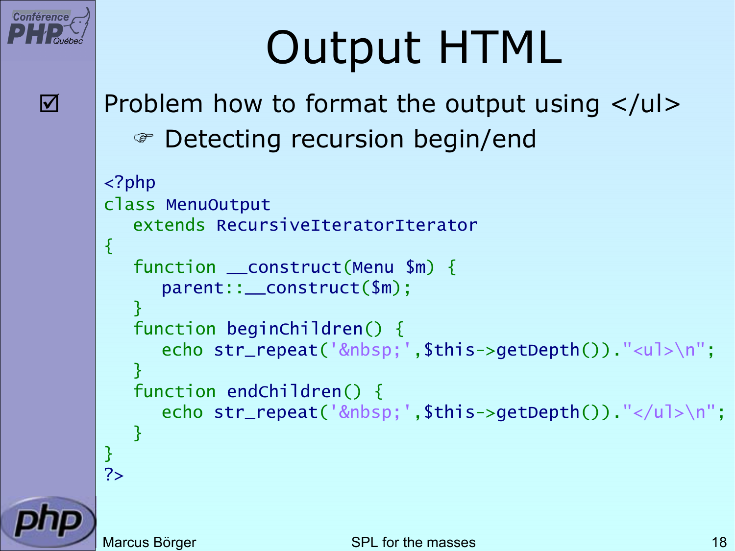# Output HTML

☑ Problem how to format the output using </ul>

  ☞ Detecting recursion begin/end

```php
<?php
class MenuOutput
   extends RecursiveIteratorIterator
{
   function __construct(Menu $m) {
      parent::__construct($m);
   }
   function beginChildren() {
      echo str_repeat('&nbsp;',$this->getDepth())."<ul>\n";
   }
   function endChildren() {
      echo str_repeat('&nbsp;',$this->getDepth())."</ul>\n";
   }
}
?>
```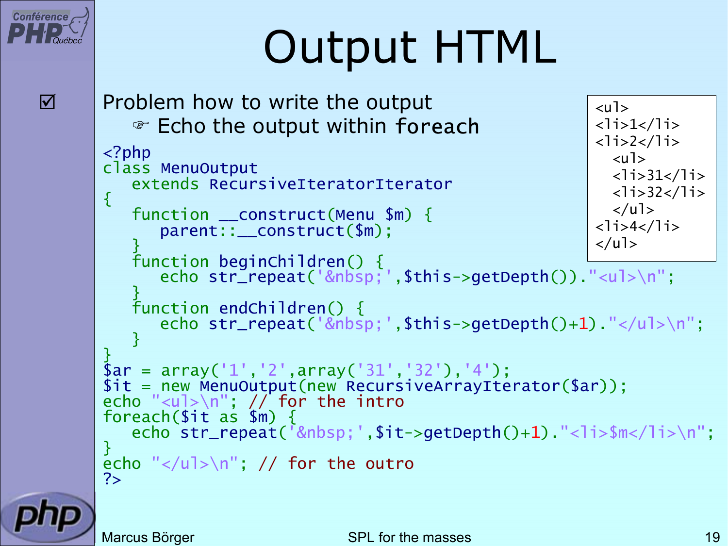# Output HTML

- Problem how to write the output
  - Echo the output within `foreach`

```php
<?php
class MenuOutput
   extends RecursiveIteratorIterator
{
   function __construct(Menu $m) {
      parent::__construct($m);
   }
   function beginChildren() {
      echo str_repeat('&nbsp;',$this->getDepth())."<ul>\n";
   }
   function endChildren() {
      echo str_repeat('&nbsp;',$this->getDepth()+1)."</ul>\n";
   }
}
$ar = array('1','2',array('31','32'),'4');
$it = new MenuOutput(new RecursiveArrayIterator($ar));
echo "<ul>\n"; // for the intro
foreach($it as $m) {
   echo str_repeat('&nbsp;',$it->getDepth()+1)."<li>$m</li>\n";
}
echo "</ul>\n"; // for the outro
?>
```

```html
<ul>
<li>1</li>
<li>2</li>
  <ul>
  <li>31</li>
  <li>32</li>
  </ul>
<li>4</li>
</ul>
```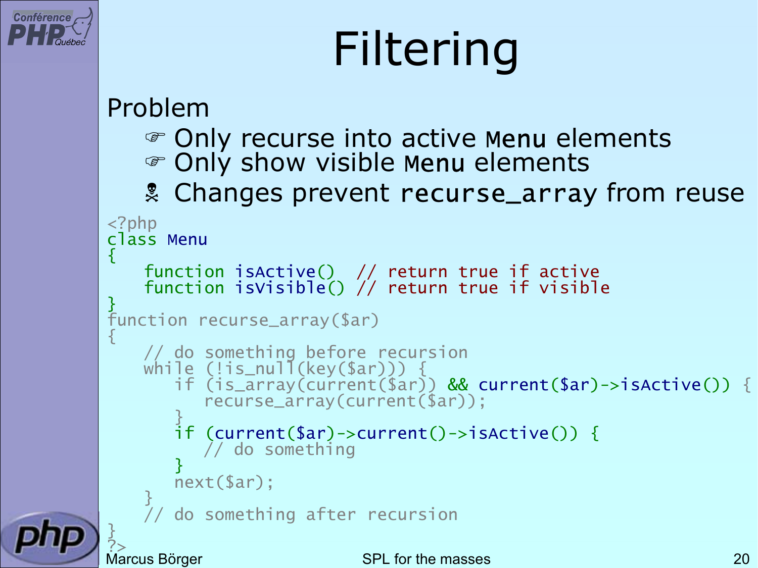# Filtering

Problem

- ☞ Only recurse into active Menu elements
- ☞ Only show visible Menu elements
- ☠ Changes prevent recurse_array from reuse

```php
<?php
class Menu
{
    function isActive()  // return true if active
    function isVisible() // return true if visible
}
function recurse_array($ar)
{
    // do something before recursion
    while (!is_null(key($ar))) {
        if (is_array(current($ar)) && current($ar)->isActive()) {
            recurse_array(current($ar));
        }
        if (current($ar)->current()->isActive()) {
            // do something
        }
        next($ar);
    }
    // do something after recursion
}
?>
```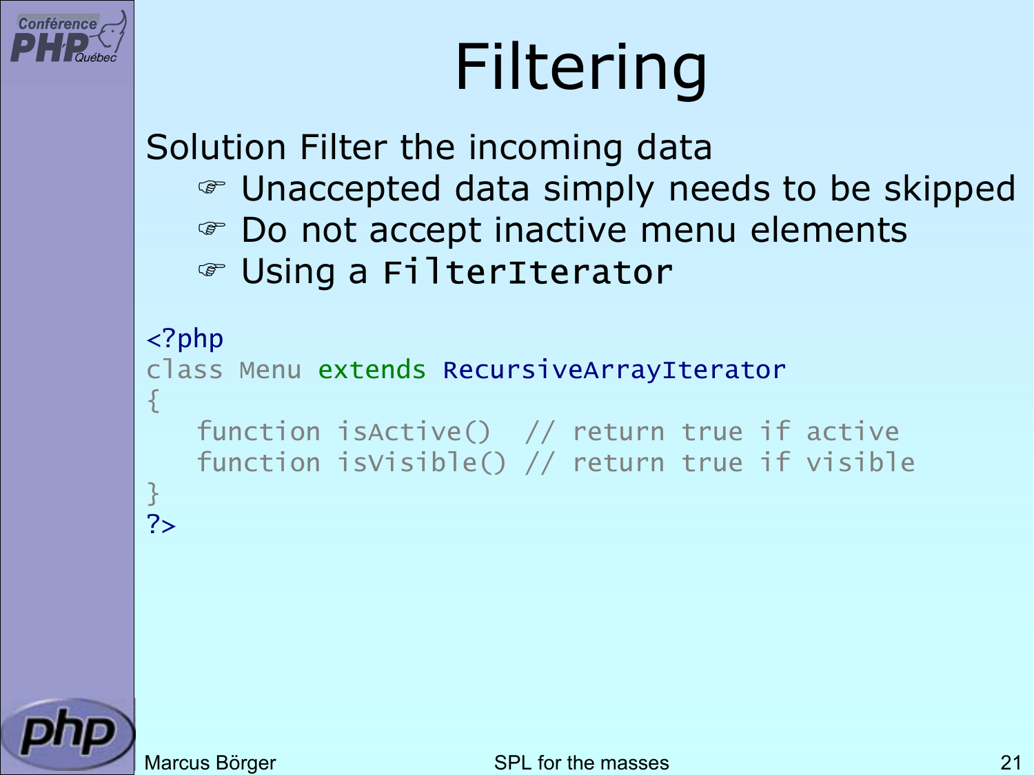# Filtering

Solution Filter the incoming data

- Unaccepted data simply needs to be skipped
- Do not accept inactive menu elements
- Using a `FilterIterator`

```
<?php
class Menu extends RecursiveArrayIterator
{
    function isActive()  // return true if active
    function isVisible() // return true if visible
}
?>
```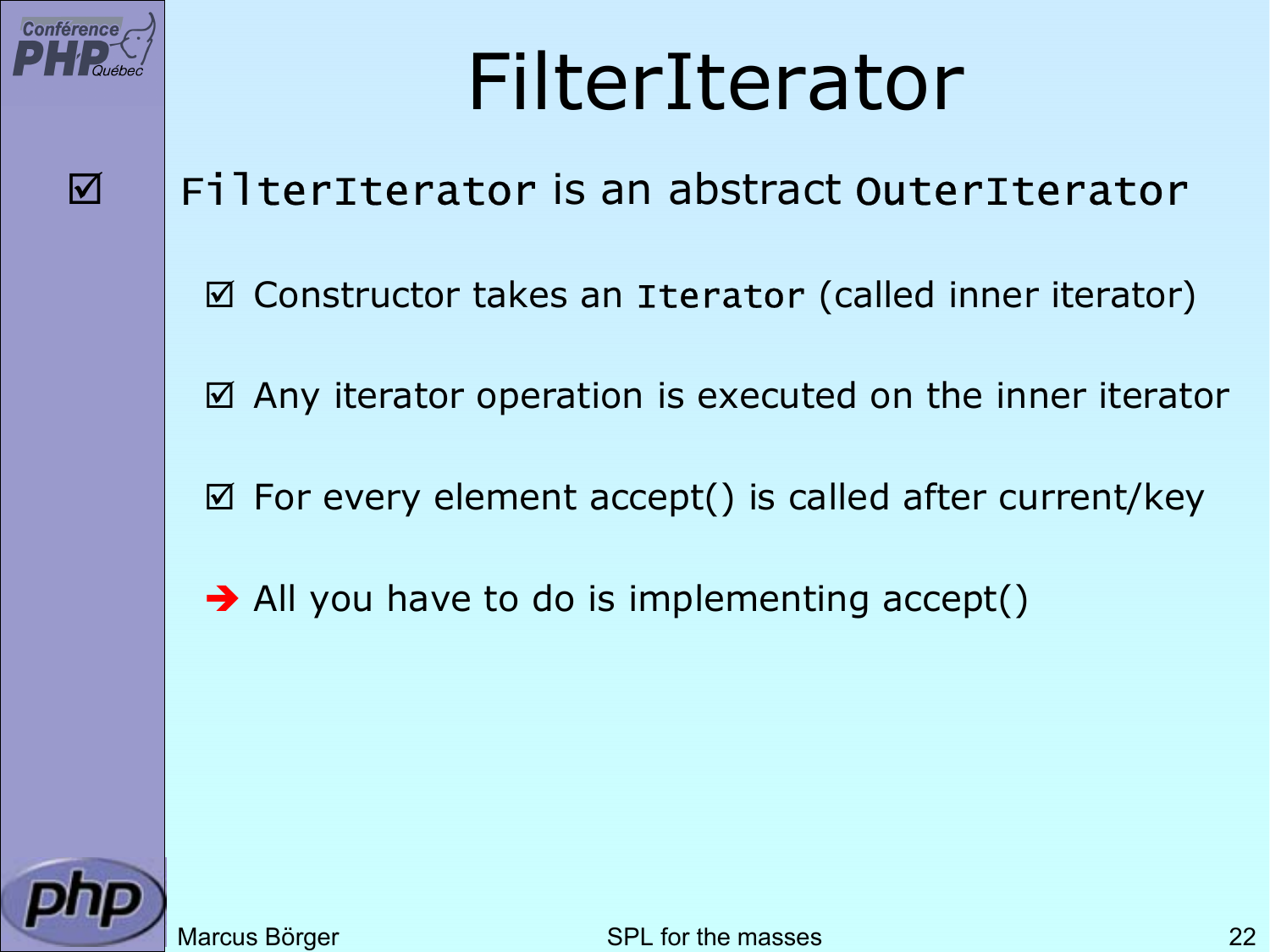# FilterIterator

- ☑ `FilterIterator` is an abstract `OuterIterator`
  - ☑ Constructor takes an `Iterator` (called inner iterator)
  - ☑ Any iterator operation is executed on the inner iterator
  - ☑ For every element accept() is called after current/key
  - ➔ All you have to do is implementing accept()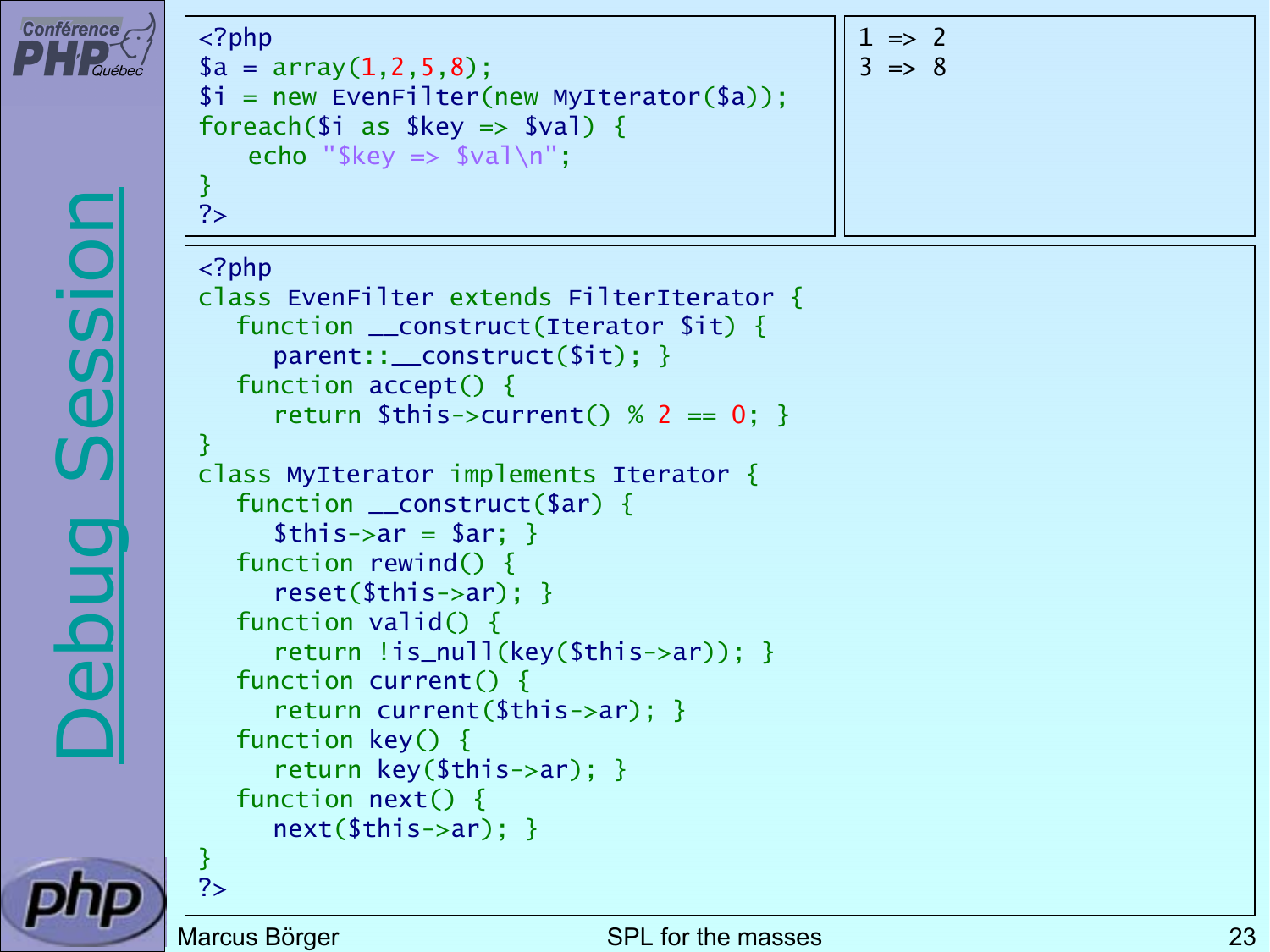# Debug Session

```php
<?php
$a = array(1,2,5,8);
$i = new EvenFilter(new MyIterator($a));
foreach($i as $key => $val) {
    echo "$key => $val\n";
}
?>
```

```
1 => 2
3 => 8
```

```php
<?php
class EvenFilter extends FilterIterator {
   function __construct(Iterator $it) {
      parent::__construct($it); }
   function accept() {
      return $this->current() % 2 == 0; }
}
class MyIterator implements Iterator {
   function __construct($ar) {
      $this->ar = $ar; }
   function rewind() {
      reset($this->ar); }
   function valid() {
      return !is_null(key($this->ar)); }
   function current() {
      return current($this->ar); }
   function key() {
      return key($this->ar); }
   function next() {
      next($this->ar); }
}
?>
```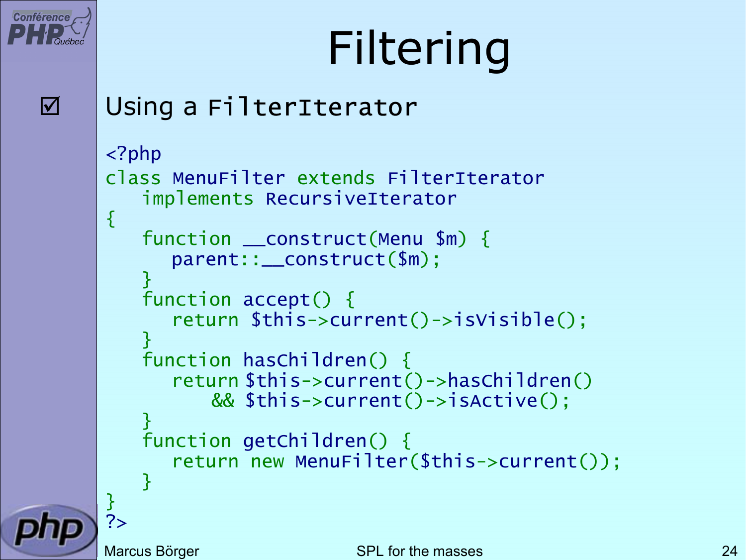# Filtering

☑ Using a `FilterIterator`

```php
<?php
class MenuFilter extends FilterIterator
   implements RecursiveIterator
{
   function __construct(Menu $m) {
      parent::__construct($m);
   }
   function accept() {
      return $this->current()->isVisible();
   }
   function hasChildren() {
      return $this->current()->hasChildren()
          && $this->current()->isActive();
   }
   function getChildren() {
      return new MenuFilter($this->current());
   }
}
?>
```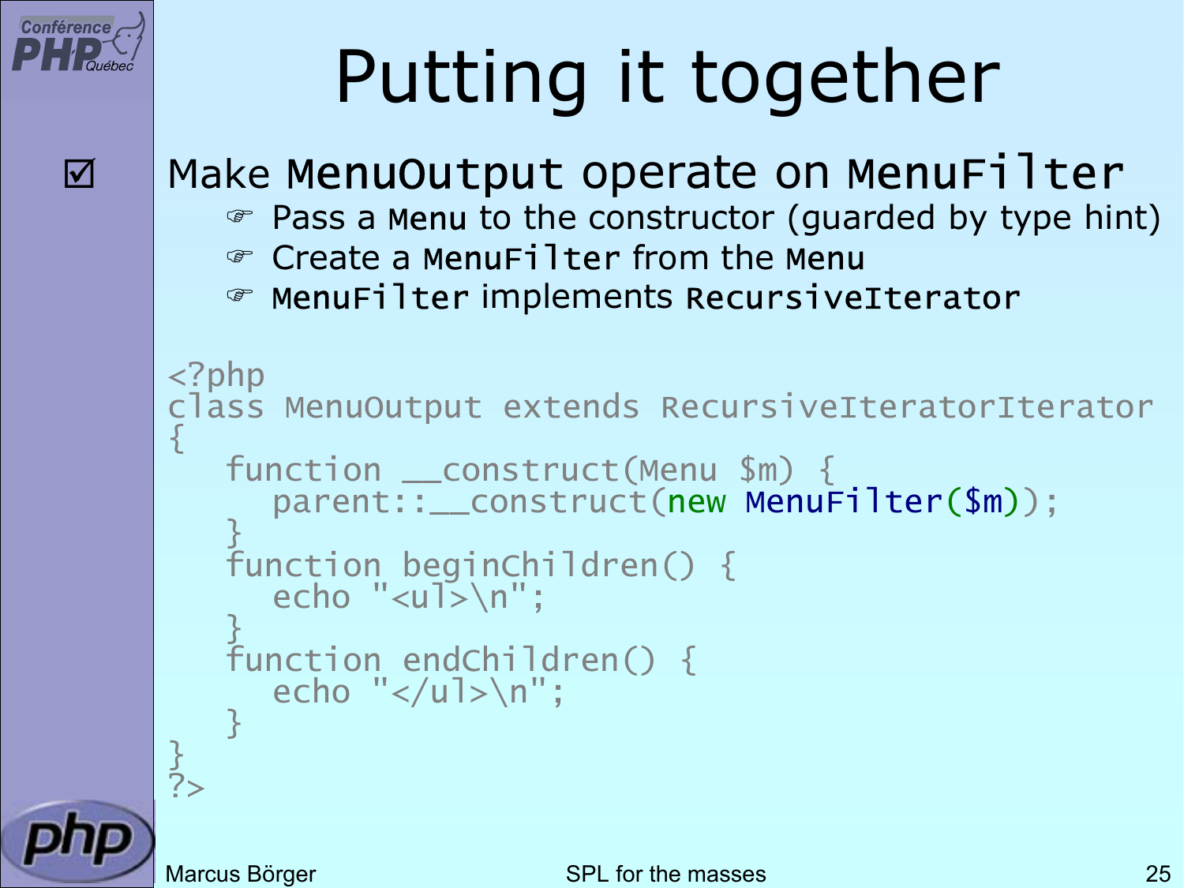# Putting it together

- Make `MenuOutput` operate on `MenuFilter`
  - Pass a `Menu` to the constructor (guarded by type hint)
  - Create a `MenuFilter` from the `Menu`
  - `MenuFilter` implements `RecursiveIterator`

```php
<?php
class MenuOutput extends RecursiveIteratorIterator
{
   function __construct(Menu $m) {
      parent::__construct(new MenuFilter($m));
   }
   function beginChildren() {
      echo "<ul>\n";
   }
   function endChildren() {
      echo "</ul>\n";
   }
}
?>
```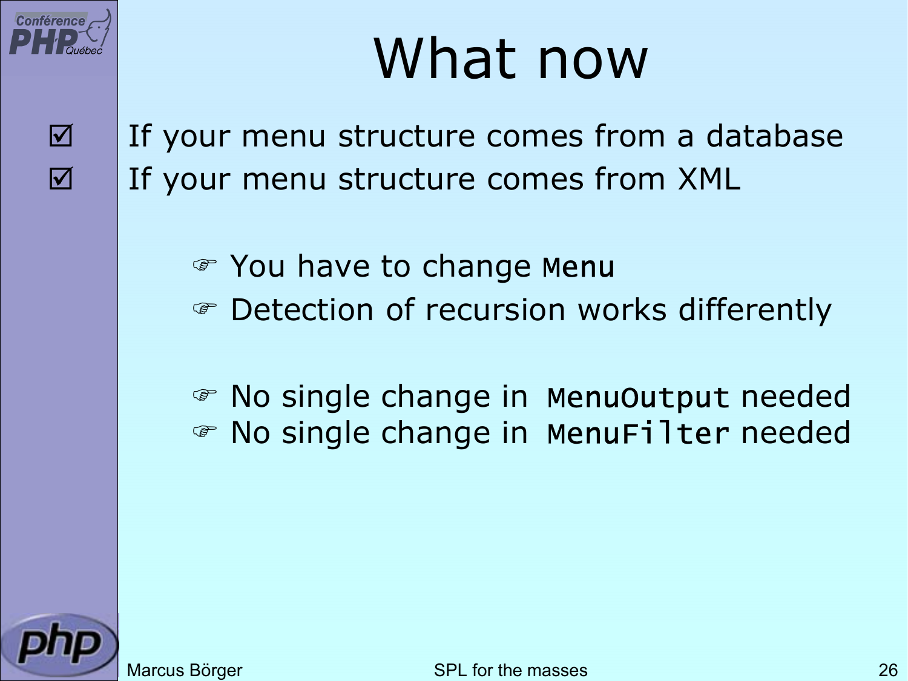# What now

- ☑ If your menu structure comes from a database
- ☑ If your menu structure comes from XML

  - ☞ You have to change `Menu`
  - ☞ Detection of recursion works differently

  - ☞ No single change in `MenuOutput` needed
  - ☞ No single change in `MenuFilter` needed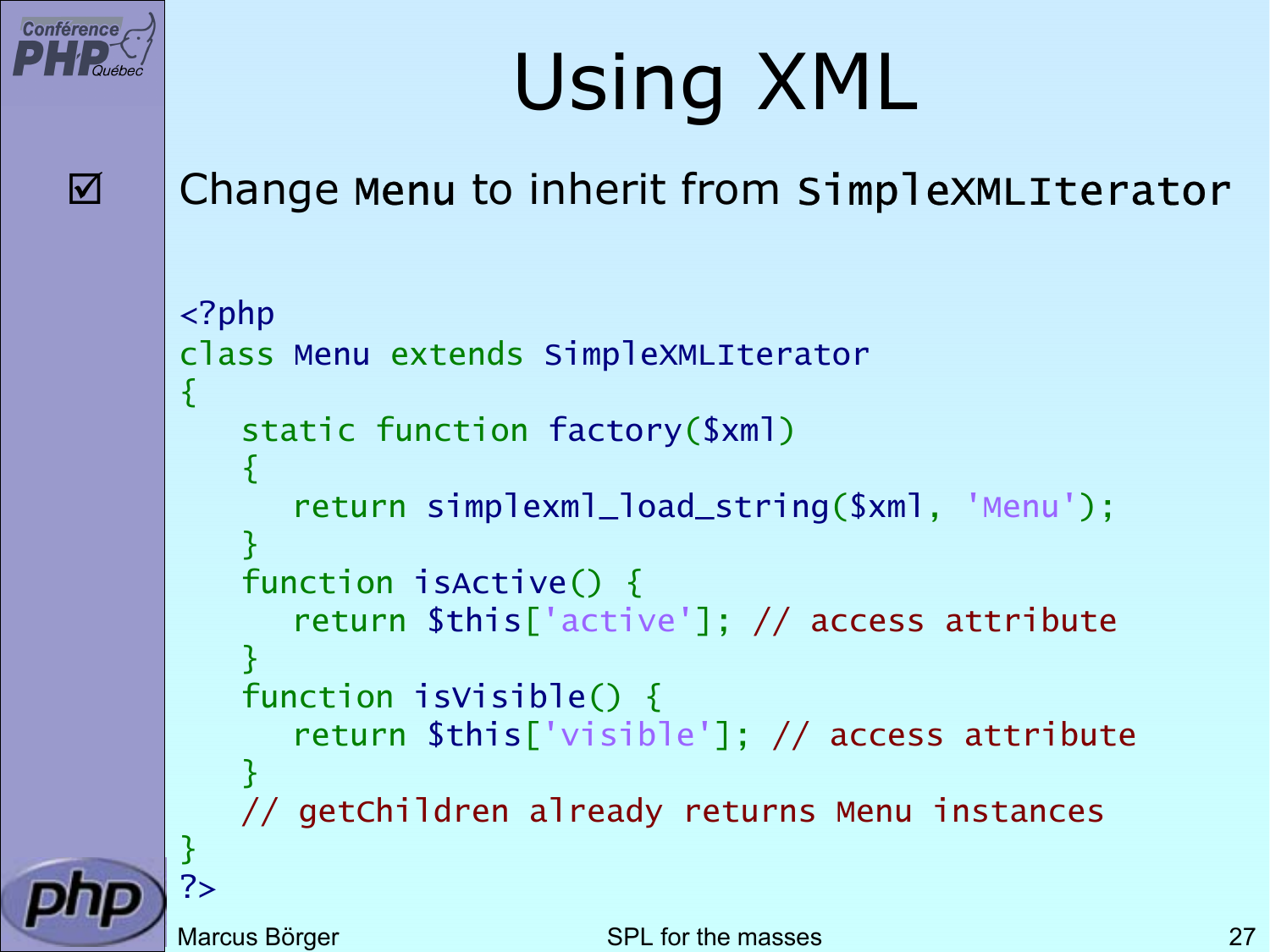# Using XML

☑ Change `Menu` to inherit from `SimpleXMLIterator`

```php
<?php
class Menu extends SimpleXMLIterator
{
    static function factory($xml)
    {
        return simplexml_load_string($xml, 'Menu');
    }
    function isActive() {
        return $this['active']; // access attribute
    }
    function isVisible() {
        return $this['visible']; // access attribute
    }
    // getChildren already returns Menu instances
}
?>
```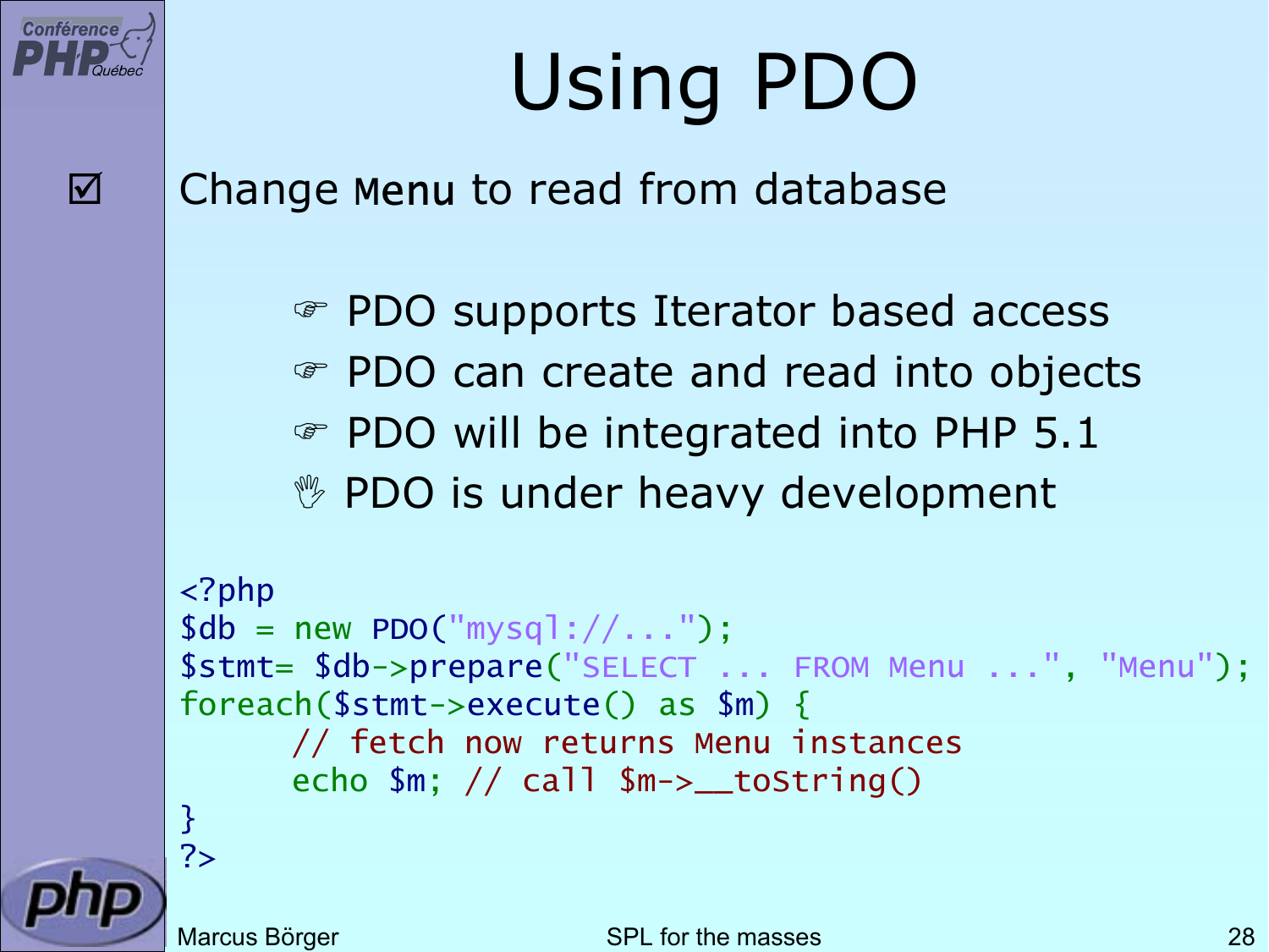# Using PDO

☑ Change `Menu` to read from database

- ☞ PDO supports Iterator based access
- ☞ PDO can create and read into objects
- ☞ PDO will be integrated into PHP 5.1
- ✋ PDO is under heavy development

```php
<?php
$db = new PDO("mysql://...");
$stmt= $db->prepare("SELECT ... FROM Menu ...", "Menu");
foreach($stmt->execute() as $m) {
	// fetch now returns Menu instances
	echo $m; // call $m->__toString()
}
?>
```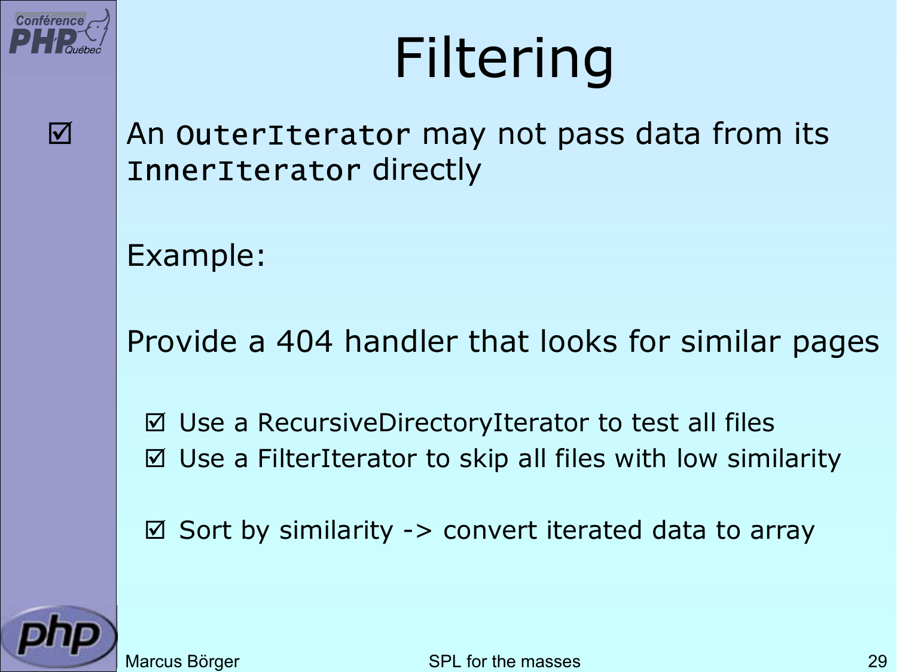# Filtering

- An `OuterIterator` may not pass data from its `InnerIterator` directly

  Example:

  Provide a 404 handler that looks for similar pages

  - Use a RecursiveDirectoryIterator to test all files
  - Use a FilterIterator to skip all files with low similarity

  - Sort by similarity -> convert iterated data to array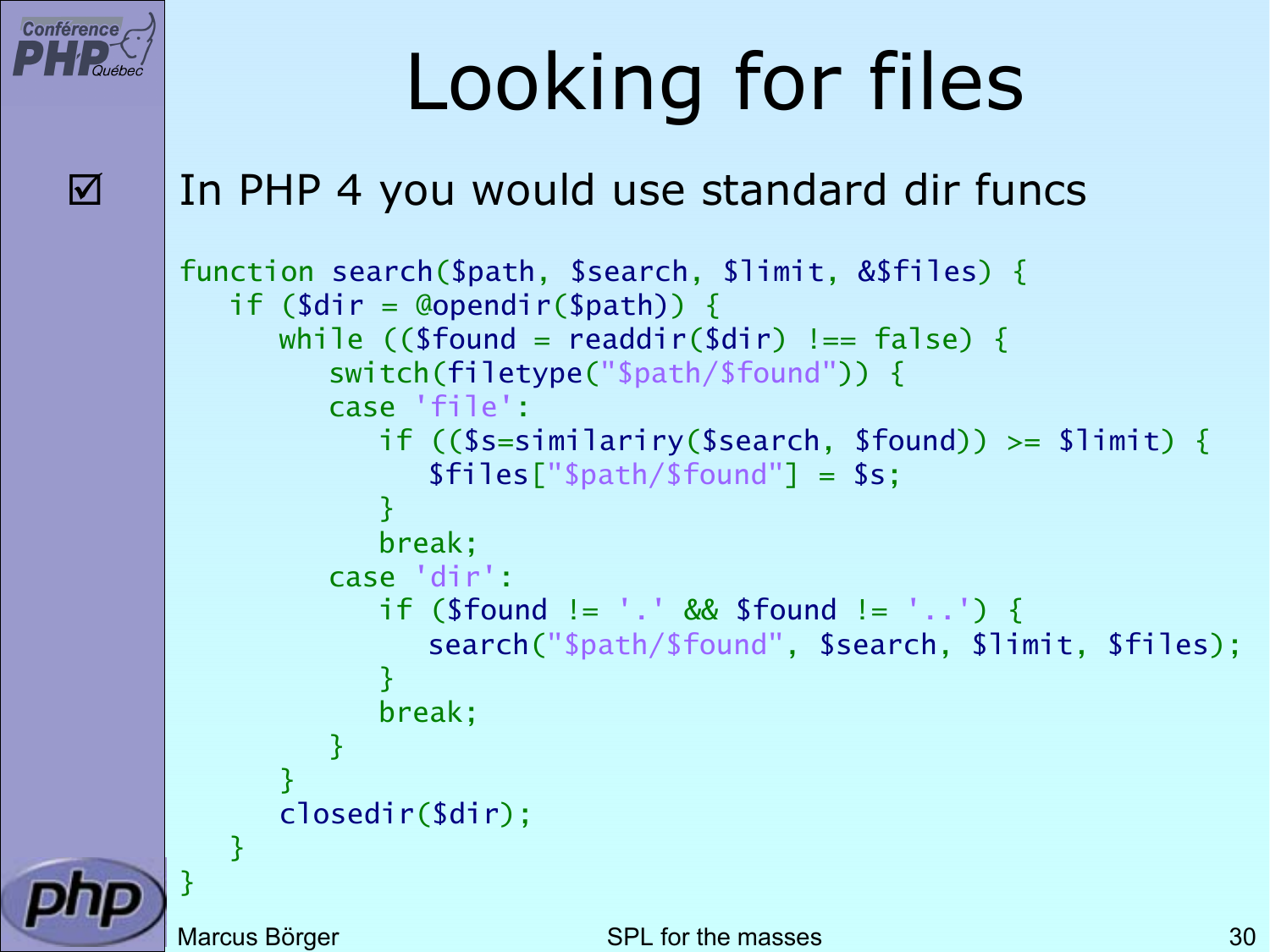# Looking for files

☑ In PHP 4 you would use standard dir funcs

```
function search($path, $search, $limit, &$files) {
   if ($dir = @opendir($path)) {
      while (($found = readdir($dir) !== false) {
         switch(filetype("$path/$found")) {
         case 'file':
            if (($s=similariry($search, $found)) >= $limit) {
               $files["$path/$found"] = $s;
            }
            break;
         case 'dir':
            if ($found != '.' && $found != '..') {
               search("$path/$found", $search, $limit, $files);
            }
            break;
         }
      }
      closedir($dir);
   }
}
```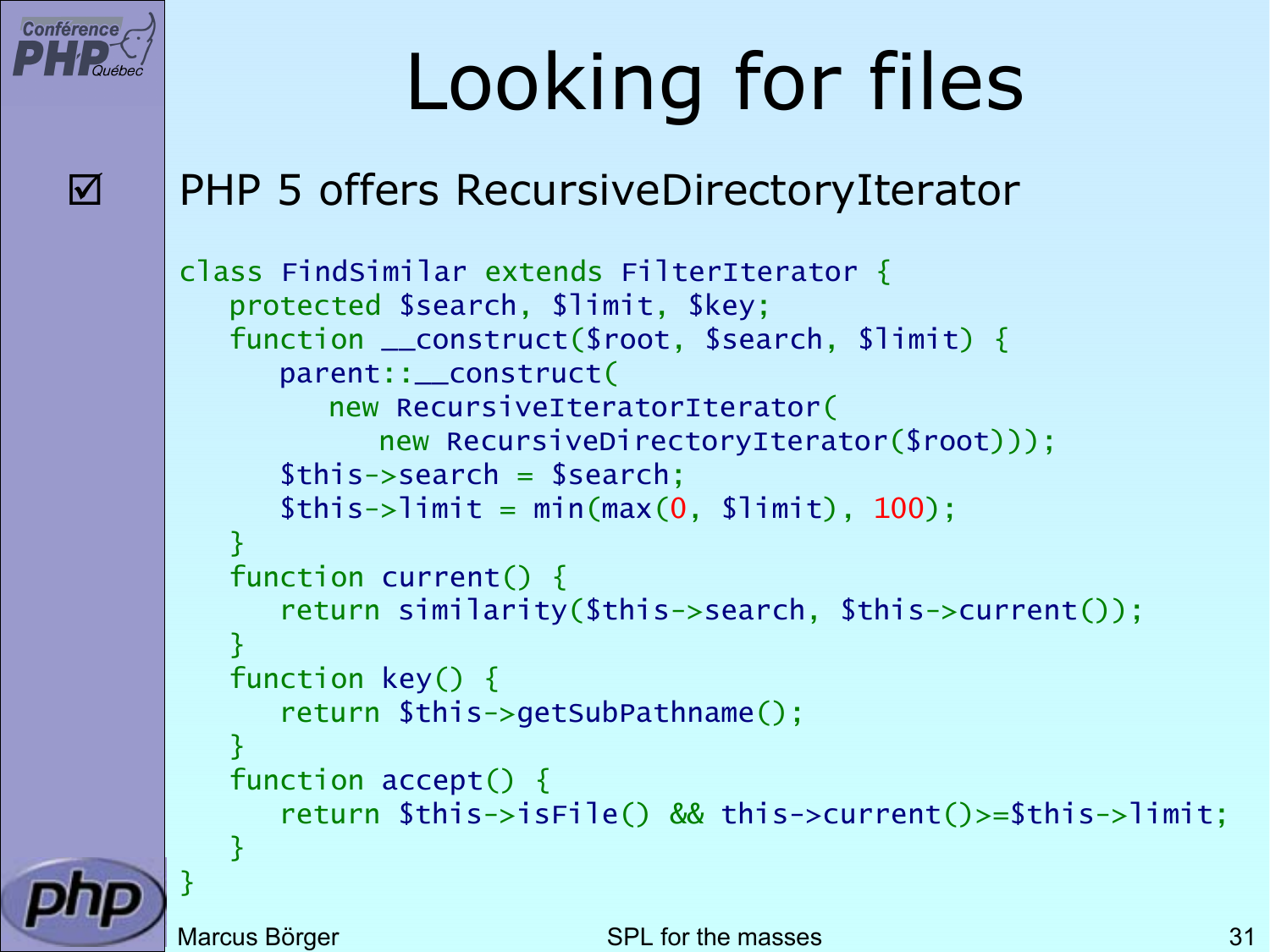# Looking for files

☑ PHP 5 offers RecursiveDirectoryIterator

```
class FindSimilar extends FilterIterator {
   protected $search, $limit, $key;
   function __construct($root, $search, $limit) {
      parent::__construct(
         new RecursiveIteratorIterator(
            new RecursiveDirectoryIterator($root)));
      $this->search = $search;
      $this->limit = min(max(0, $limit), 100);
   }
   function current() {
      return similarity($this->search, $this->current());
   }
   function key() {
      return $this->getSubPathname();
   }
   function accept() {
      return $this->isFile() && this->current()>=$this->limit;
   }
}
```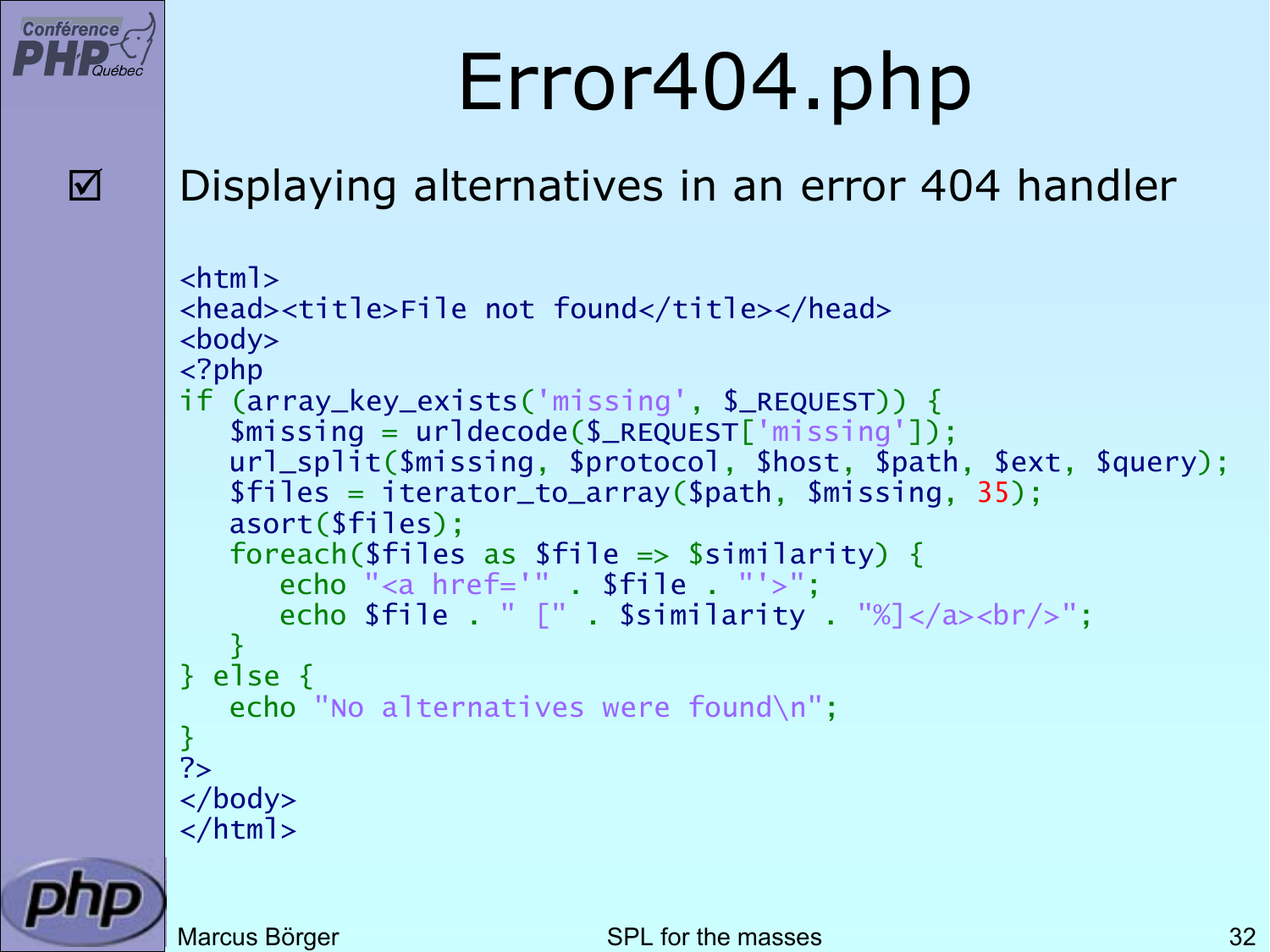# Error404.php

- ☑ Displaying alternatives in an error 404 handler

```
<html>
<head><title>File not found</title></head>
<body>
<?php
if (array_key_exists('missing', $_REQUEST)) {
   $missing = urldecode($_REQUEST['missing']);
   url_split($missing, $protocol, $host, $path, $ext, $query);
   $files = iterator_to_array($path, $missing, 35);
   asort($files);
   foreach($files as $file => $similarity) {
      echo "<a href='" . $file . "'>";
      echo $file . " [" . $similarity . "%]</a><br/>";
   }
} else {
   echo "No alternatives were found\n";
}
?>
</body>
</html>
```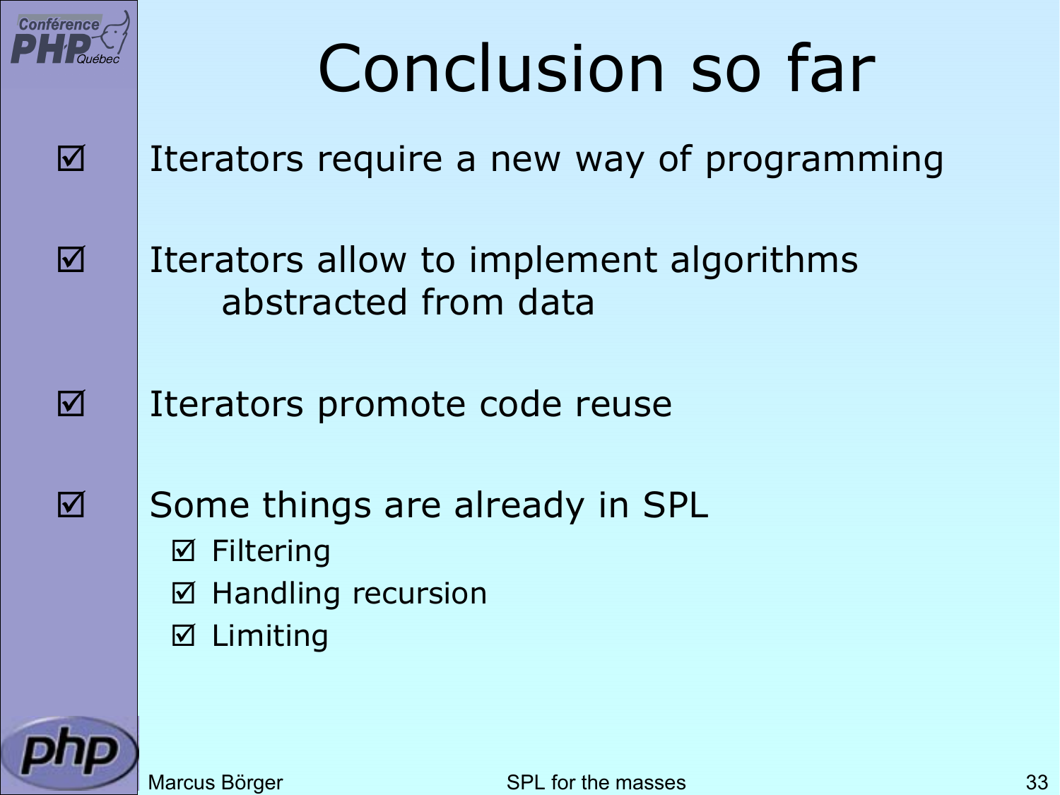# Conclusion so far

- ☑ Iterators require a new way of programming
- ☑ Iterators allow to implement algorithms abstracted from data
- ☑ Iterators promote code reuse
- ☑ Some things are already in SPL
  - ☑ Filtering
  - ☑ Handling recursion
  - ☑ Limiting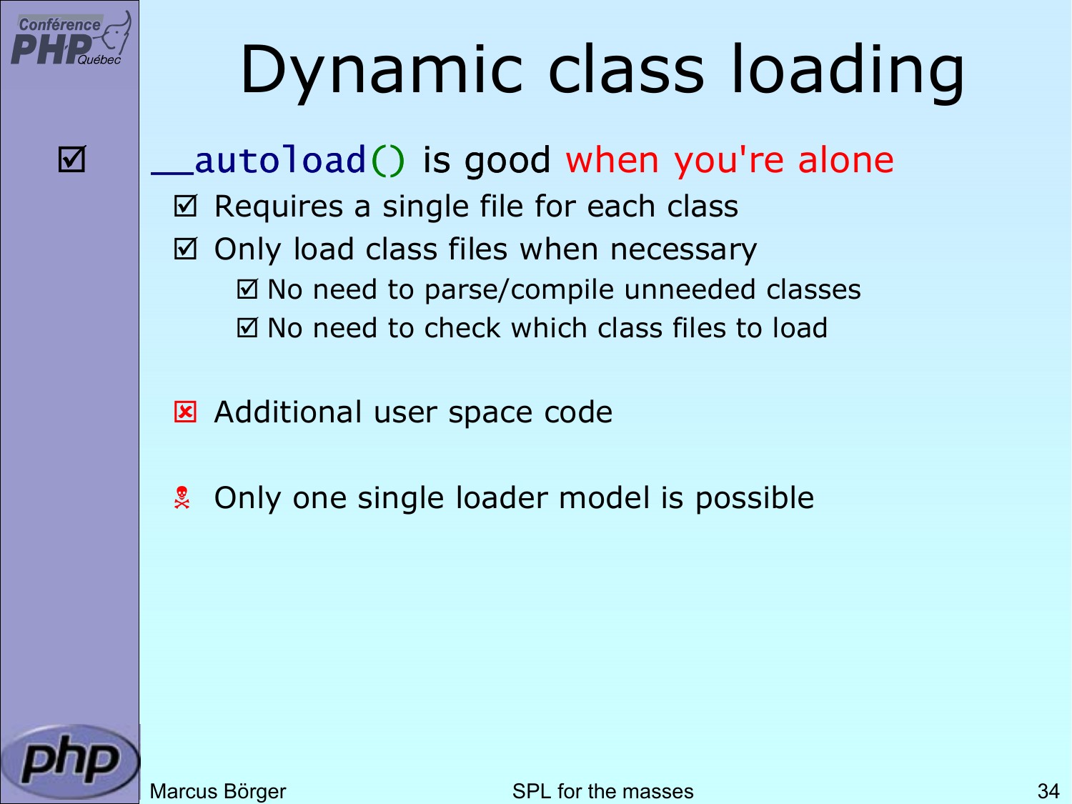# Dynamic class loading

☑ `__autoload()` is good when you're alone

- ☑ Requires a single file for each class
- ☑ Only load class files when necessary
  - ☑ No need to parse/compile unneeded classes
  - ☑ No need to check which class files to load

- ☒ Additional user space code

- ☠ Only one single loader model is possible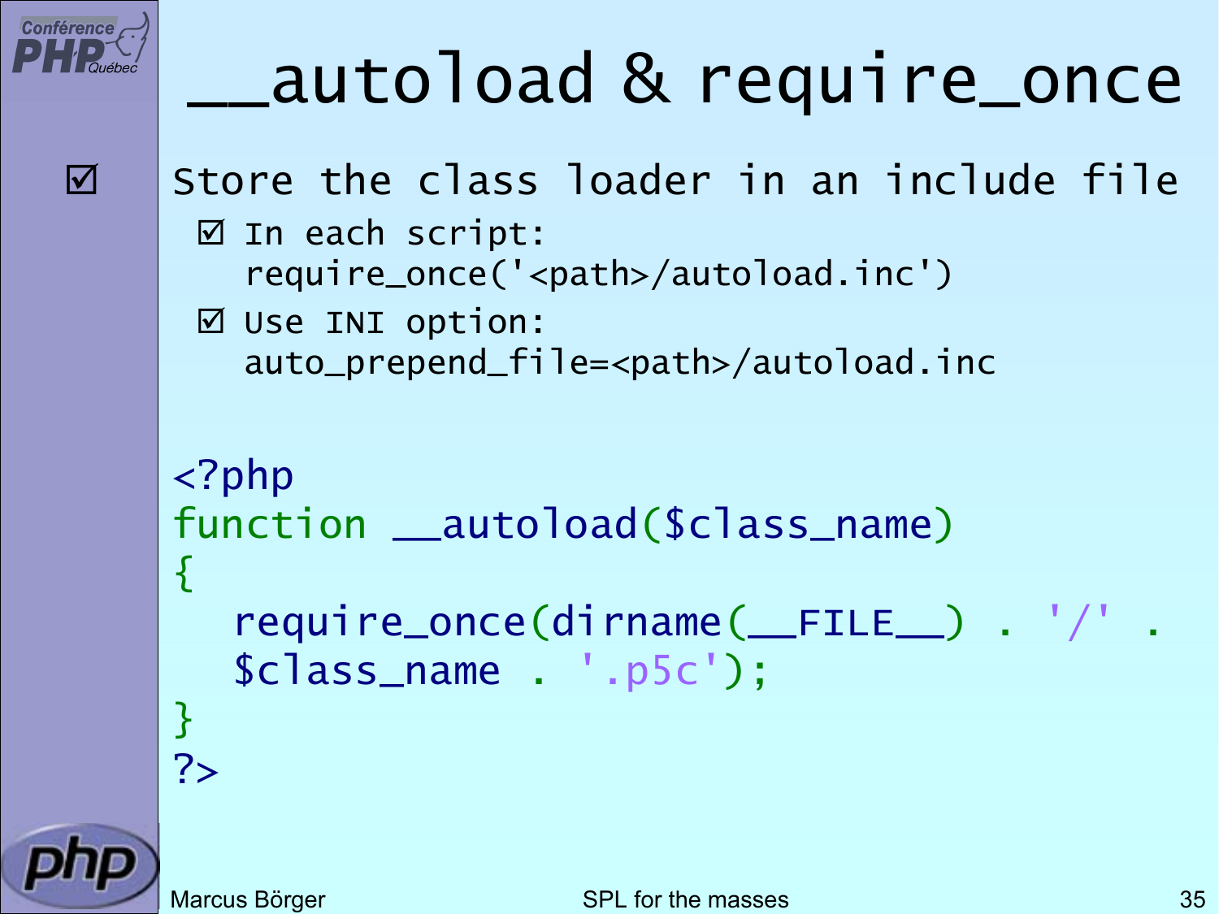# __autoload & require_once

- ☑ Store the class loader in an include file
  - ☑ In each script:
    require_once('<path>/autoload.inc')
  - ☑ Use INI option:
    auto_prepend_file=<path>/autoload.inc

```php
<?php
function __autoload($class_name)
{
  require_once(dirname(__FILE__) . '/' .
  $class_name . '.p5c');
}
?>
```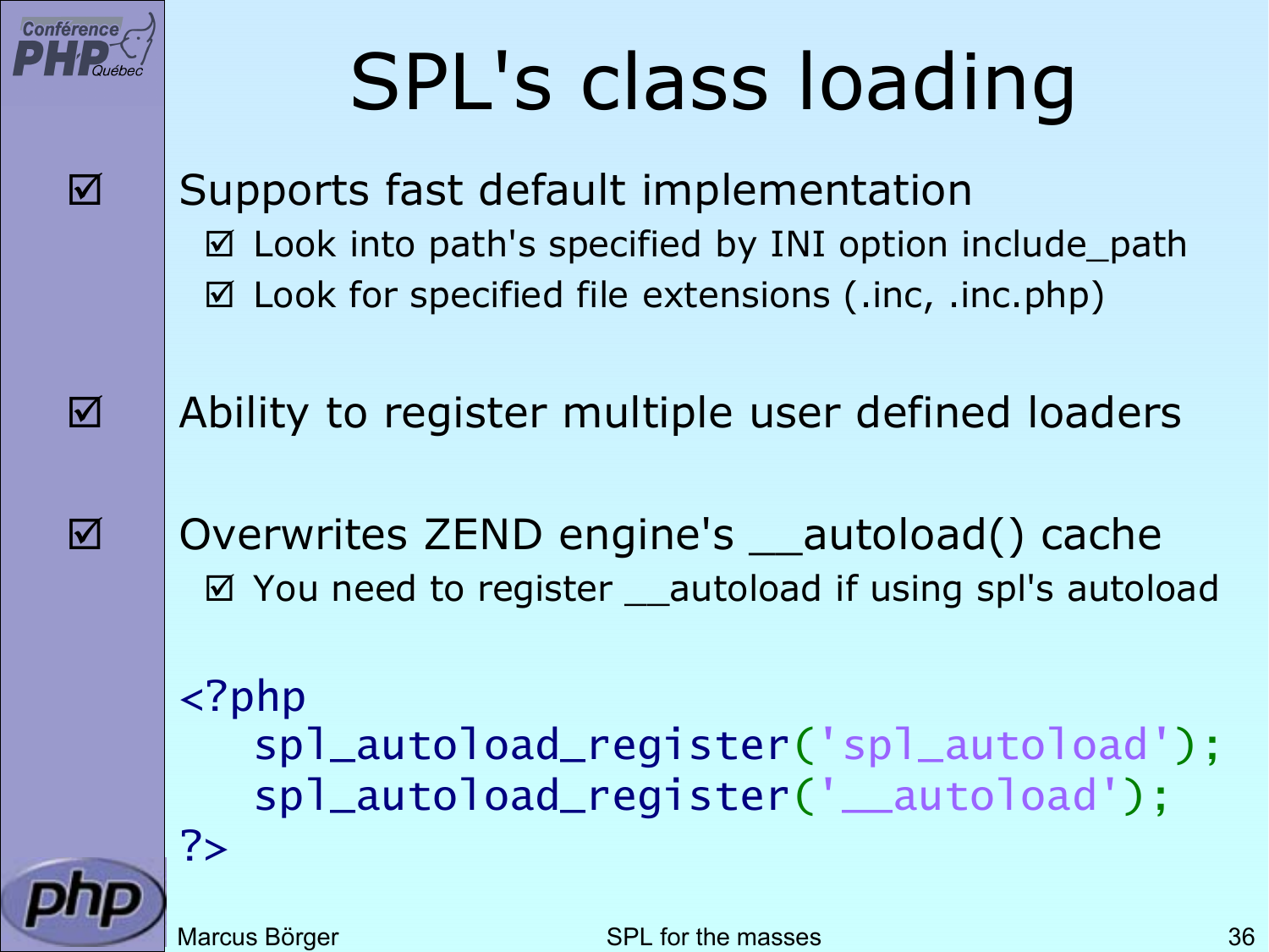# SPL's class loading

- Supports fast default implementation
  - Look into path's specified by INI option include_path
  - Look for specified file extensions (.inc, .inc.php)

- Ability to register multiple user defined loaders

- Overwrites ZEND engine's __autoload() cache
  - You need to register __autoload if using spl's autoload

```php
<?php
   spl_autoload_register('spl_autoload');
   spl_autoload_register('__autoload');
?>
```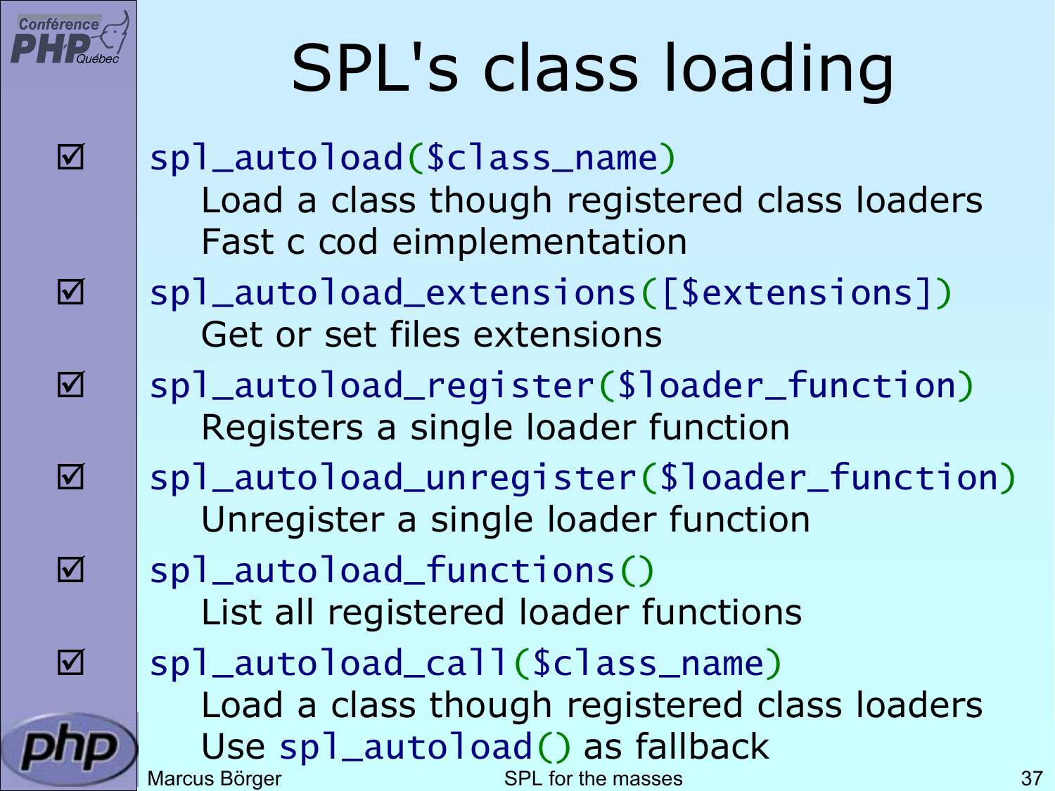# SPL's class loading

- ☑ `spl_autoload($class_name)`
  Load a class though registered class loaders
  Fast c cod eimplementation
- ☑ `spl_autoload_extensions([$extensions])`
  Get or set files extensions
- ☑ `spl_autoload_register($loader_function)`
  Registers a single loader function
- ☑ `spl_autoload_unregister($loader_function)`
  Unregister a single loader function
- ☑ `spl_autoload_functions()`
  List all registered loader functions
- ☑ `spl_autoload_call($class_name)`
  Load a class though registered class loaders
  Use `spl_autoload()` as fallback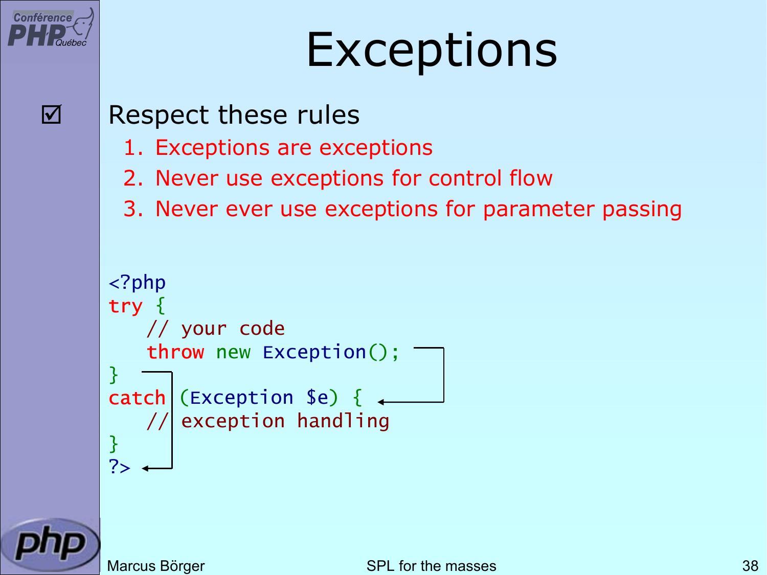# Exceptions

☑ Respect these rules

1. Exceptions are exceptions
2. Never use exceptions for control flow
3. Never ever use exceptions for parameter passing

```php
<?php
try {
    // your code
    throw new Exception();
}
catch (Exception $e) {
    // exception handling
}
?>
```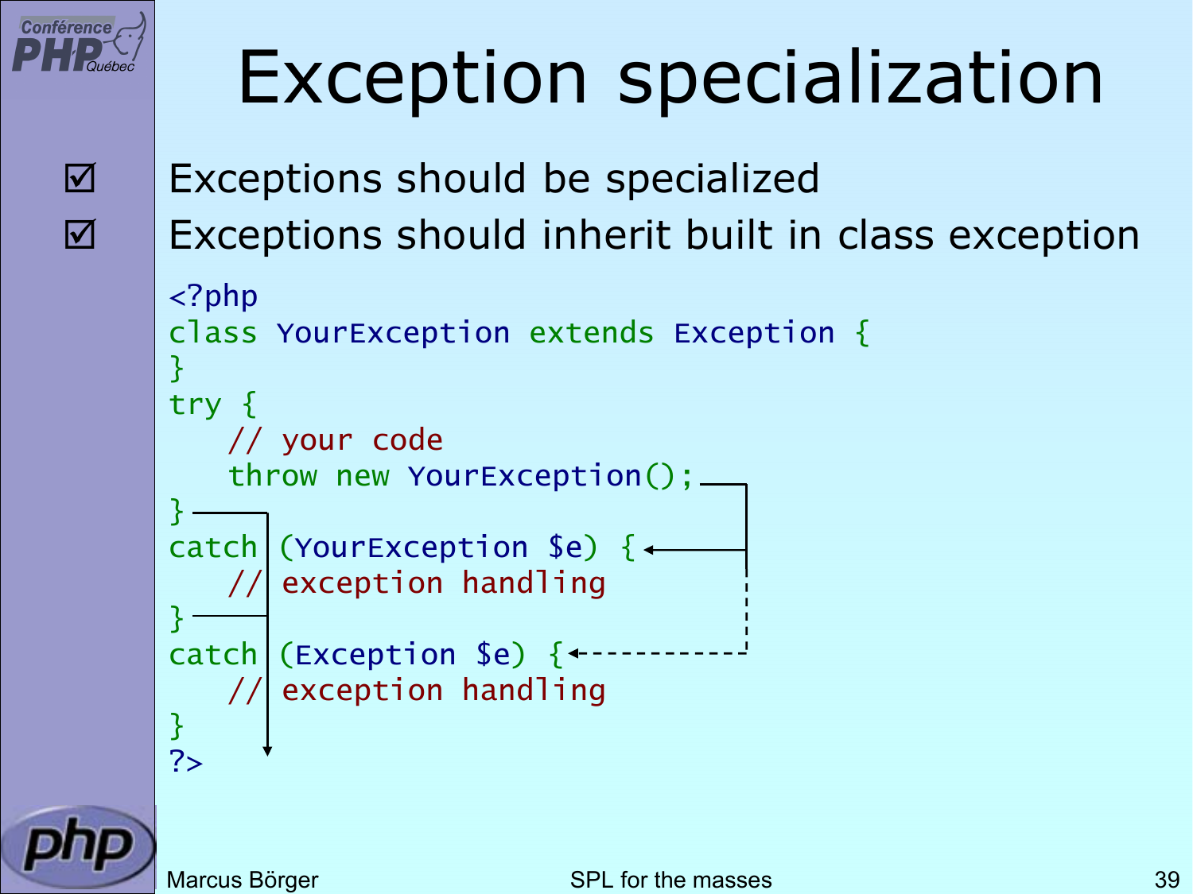# Exception specialization

- ☑ Exceptions should be specialized
- ☑ Exceptions should inherit built in class exception

```php
<?php
class YourException extends Exception {
}
try {
    // your code
    throw new YourException();
}
catch (YourException $e) {
    // exception handling
}
catch (Exception $e) {
    // exception handling
}
?>
```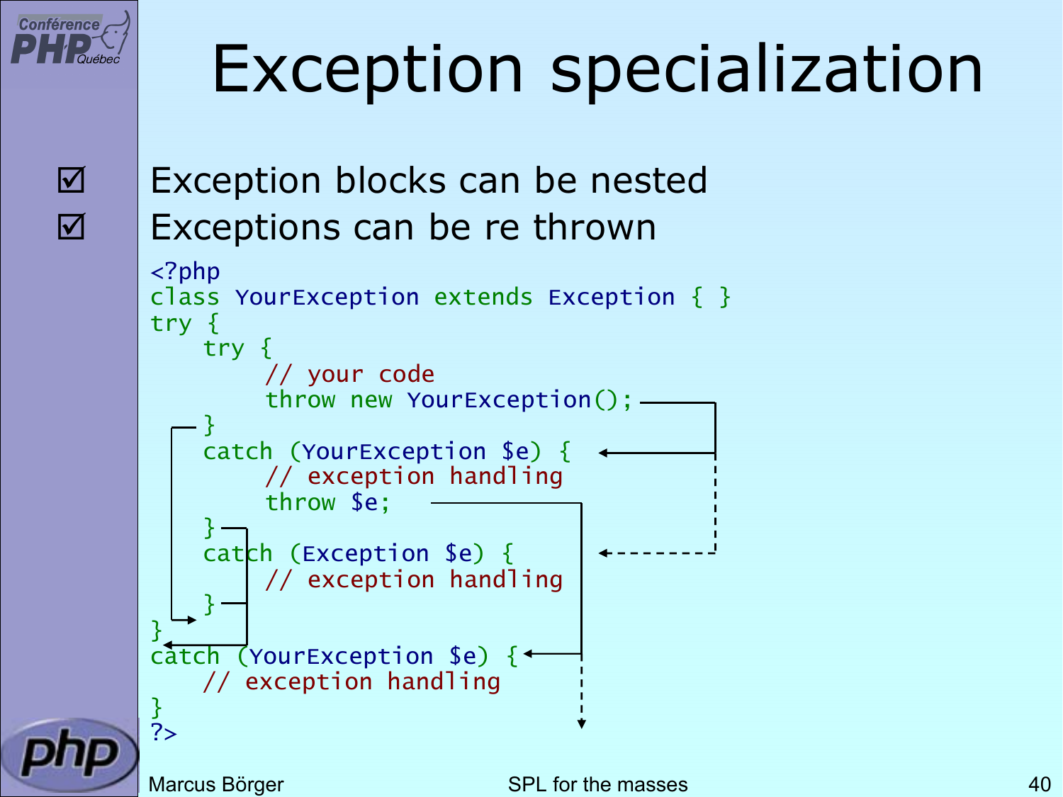# Exception specialization

- ☑ Exception blocks can be nested
- ☑ Exceptions can be re thrown

```php
<?php
class YourException extends Exception { }
try {
    try {
        // your code
        throw new YourException();
    }
    catch (YourException $e) {
        // exception handling
        throw $e;
    }
    catch (Exception $e) {
        // exception handling
    }
}
catch (YourException $e) {
    // exception handling
}
?>
```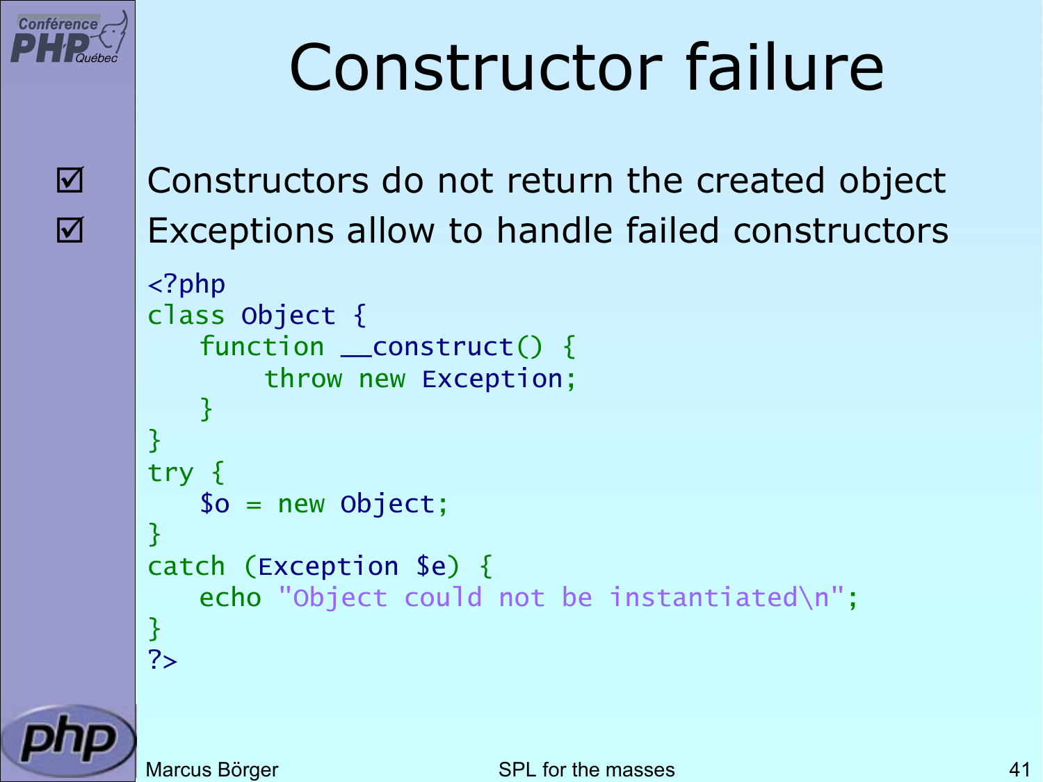# Constructor failure

- ☑ Constructors do not return the created object
- ☑ Exceptions allow to handle failed constructors

```php
<?php
class Object {
    function __construct() {
        throw new Exception;
    }
}
try {
    $o = new Object;
}
catch (Exception $e) {
    echo "Object could not be instantiated\n";
}
?>
```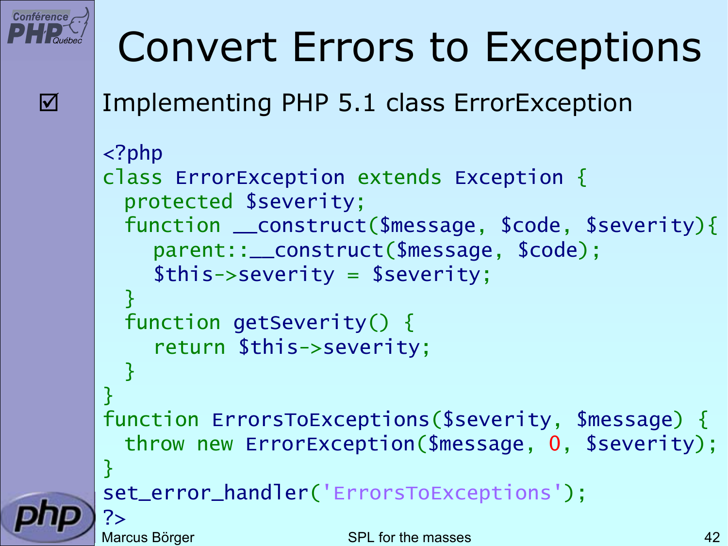# Convert Errors to Exceptions

☑ Implementing PHP 5.1 class ErrorException

```php
<?php
class ErrorException extends Exception {
  protected $severity;
  function __construct($message, $code, $severity){
    parent::__construct($message, $code);
    $this->severity = $severity;
  }
  function getSeverity() {
    return $this->severity;
  }
}
function ErrorsToExceptions($severity, $message) {
  throw new ErrorException($message, 0, $severity);
}
set_error_handler('ErrorsToExceptions');
?>
```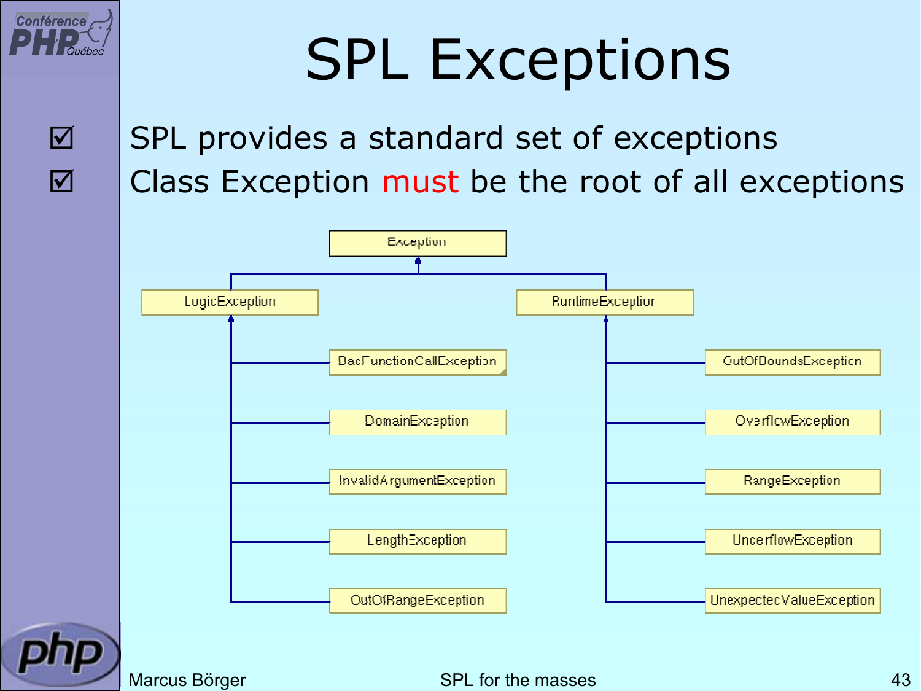# SPL Exceptions

- SPL provides a standard set of exceptions
- Class Exception must be the root of all exceptions

- Exception
  - LogicException
    - BadFunctionCallException
    - DomainException
    - InvalidArgumentException
    - LengthException
    - OutOfRangeException
  - RuntimeException
    - OutOfBoundsException
    - OverflowException
    - RangeException
    - UnderflowException
    - UnexpectedValueException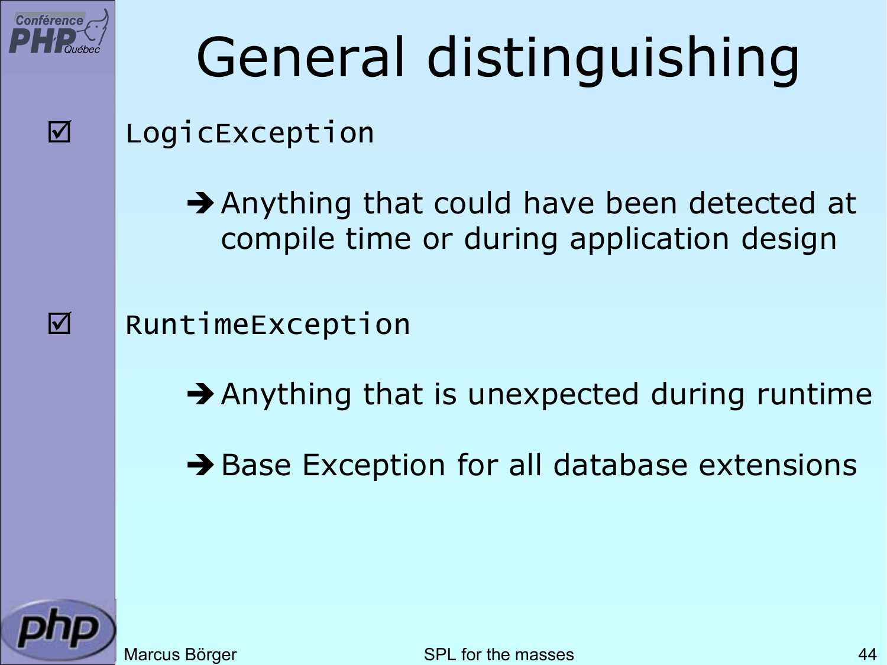# General distinguishing

- `LogicException`
  - ➔ Anything that could have been detected at compile time or during application design
- `RuntimeException`
  - ➔ Anything that is unexpected during runtime
  - ➔ Base Exception for all database extensions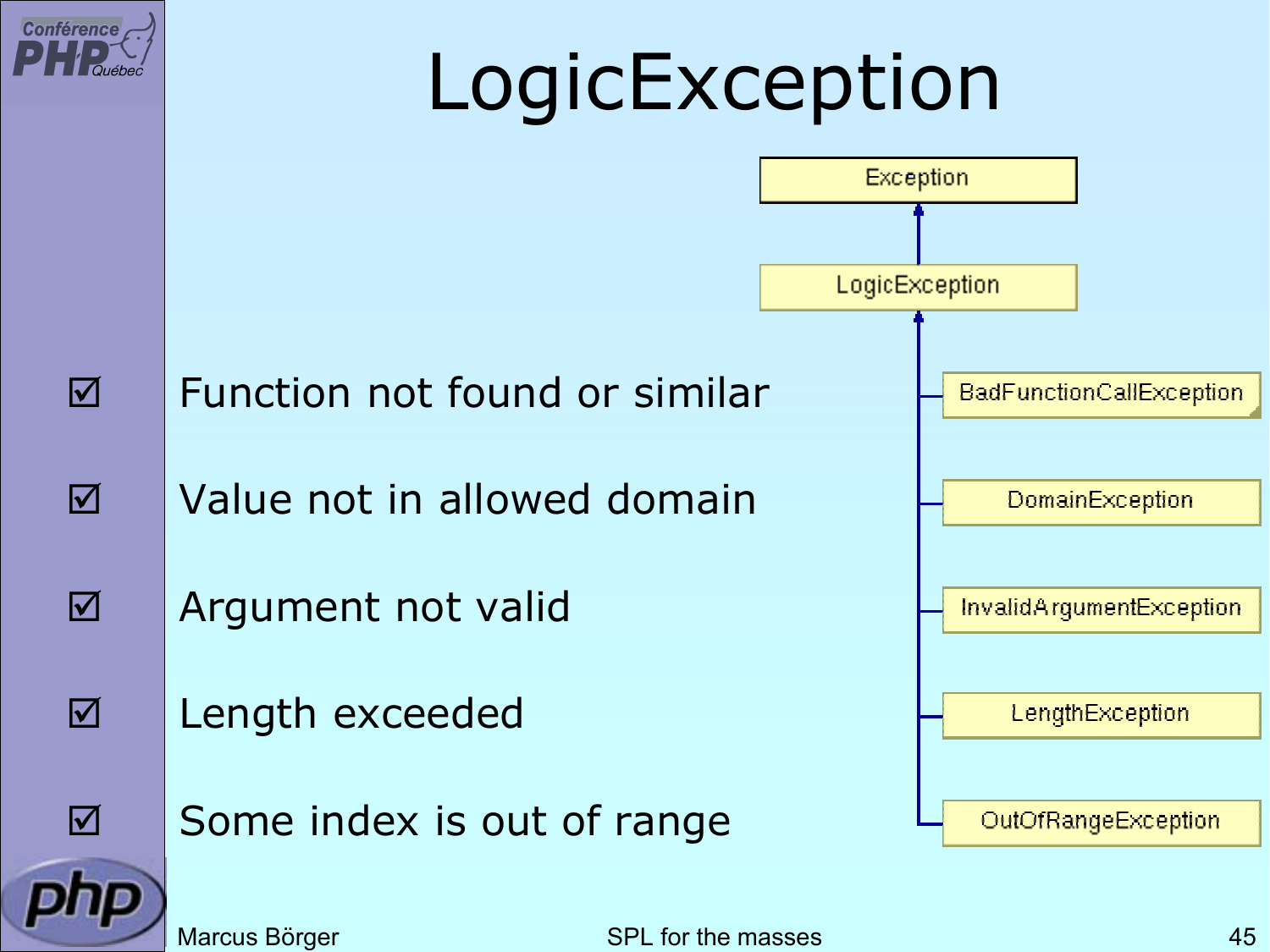# LogicException

- ☑ Function not found or similar
- ☑ Value not in allowed domain
- ☑ Argument not valid
- ☑ Length exceeded
- ☑ Some index is out of range

Exception

LogicException

BadFunctionCallException

DomainException

InvalidArgumentException

LengthException

OutOfRangeException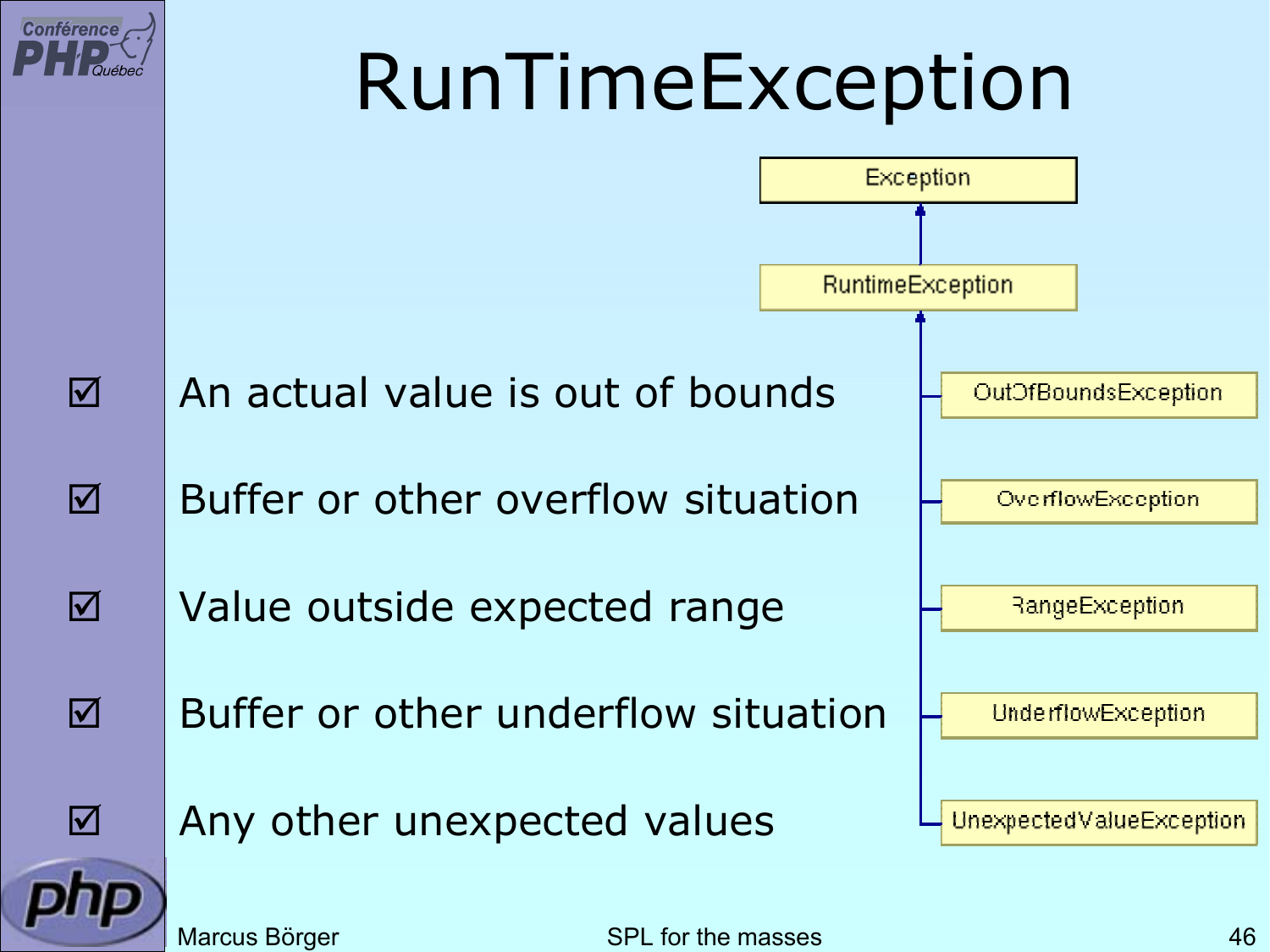# RunTimeException

- ☑ An actual value is out of bounds
- ☑ Buffer or other overflow situation
- ☑ Value outside expected range
- ☑ Buffer or other underflow situation
- ☑ Any other unexpected values

Exception
RuntimeException
OutOfBoundsException
OverflowException
RangeException
UnderflowException
UnexpectedValueException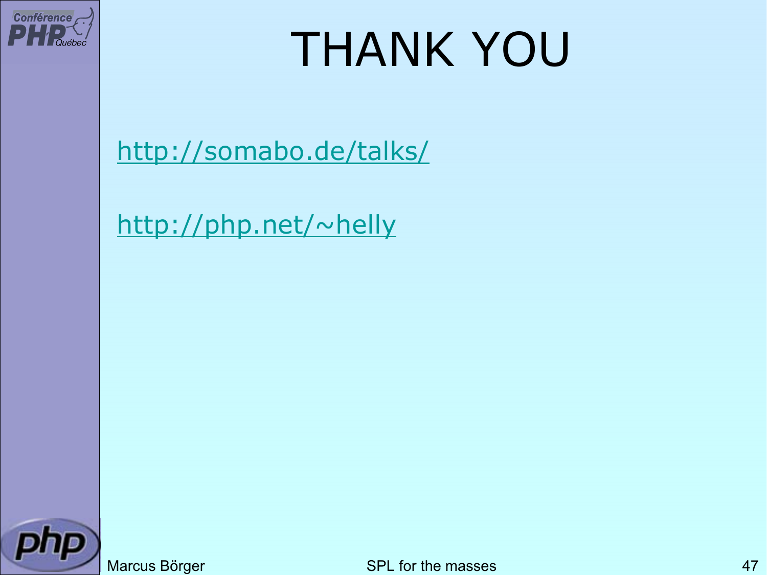# THANK YOU

http://somabo.de/talks/

http://php.net/~helly